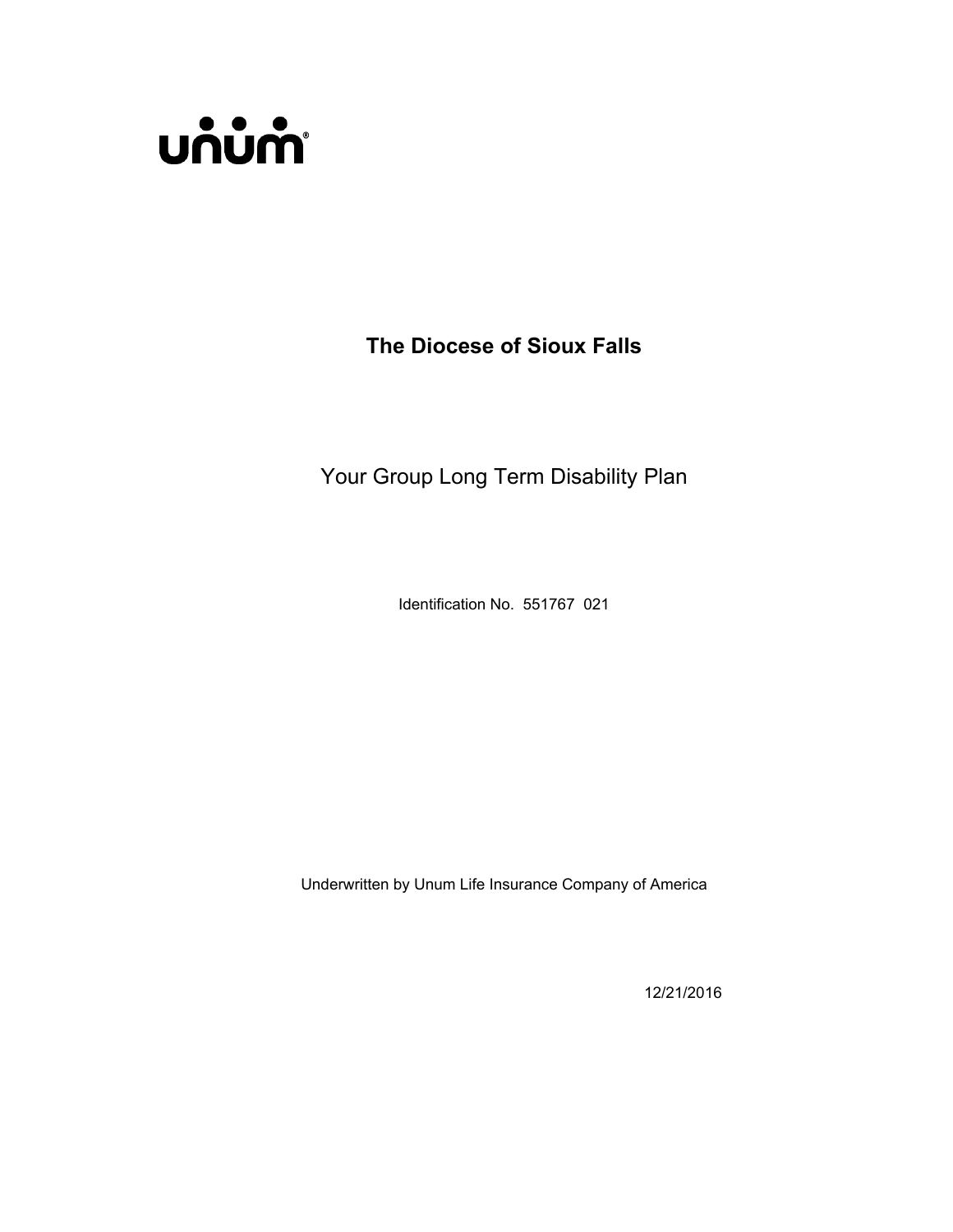unum®

# The Diocese of Sioux Falls

## Your Group Long Term Disability Plan

Identification No. 551767 021

Underwritten by Unum Life Insurance Company of America

12/21/2016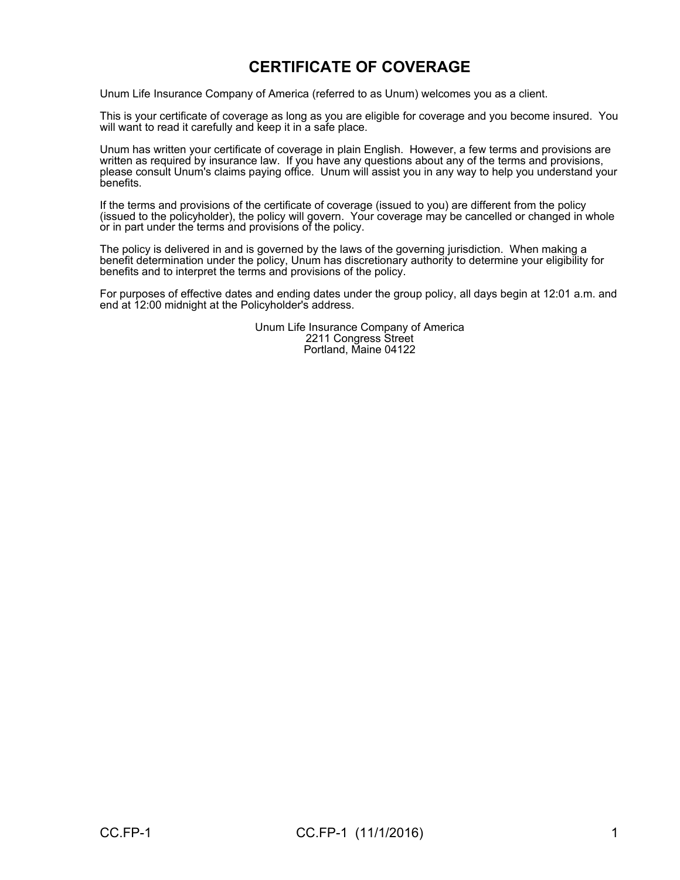# CERTIFICATE OF COVERAGE

Unum Life Insurance Company of America (referred to as Unum) welcomes you as a client.

This is your certificate of coverage as long as you are eligible for coverage and you become insured. You will want to read it carefully and keep it in a safe place.

Unum has written your certificate of coverage in plain English. However, a few terms and provisions are written as required by insurance law. If you have any questions about any of the terms and provisions, please consult Unum's claims paying office. Unum will assist you in any way to help you understand your benefits.

If the terms and provisions of the certificate of coverage (issued to you) are different from the policy (issued to the policyholder), the policy will govern. Your coverage may be cancelled or changed in whole or in part under the terms and provisions of the policy.

The policy is delivered in and is governed by the laws of the governing jurisdiction. When making a benefit determination under the policy, Unum has discretionary authority to determine your eligibility for benefits and to interpret the terms and provisions of the policy.

For purposes of effective dates and ending dates under the group policy, all days begin at 12:01 a.m. and end at 12:00 midnight at the Policyholder's address.

Unum Life Insurance Company of America
2211 Congress Street
Portland, Maine 04122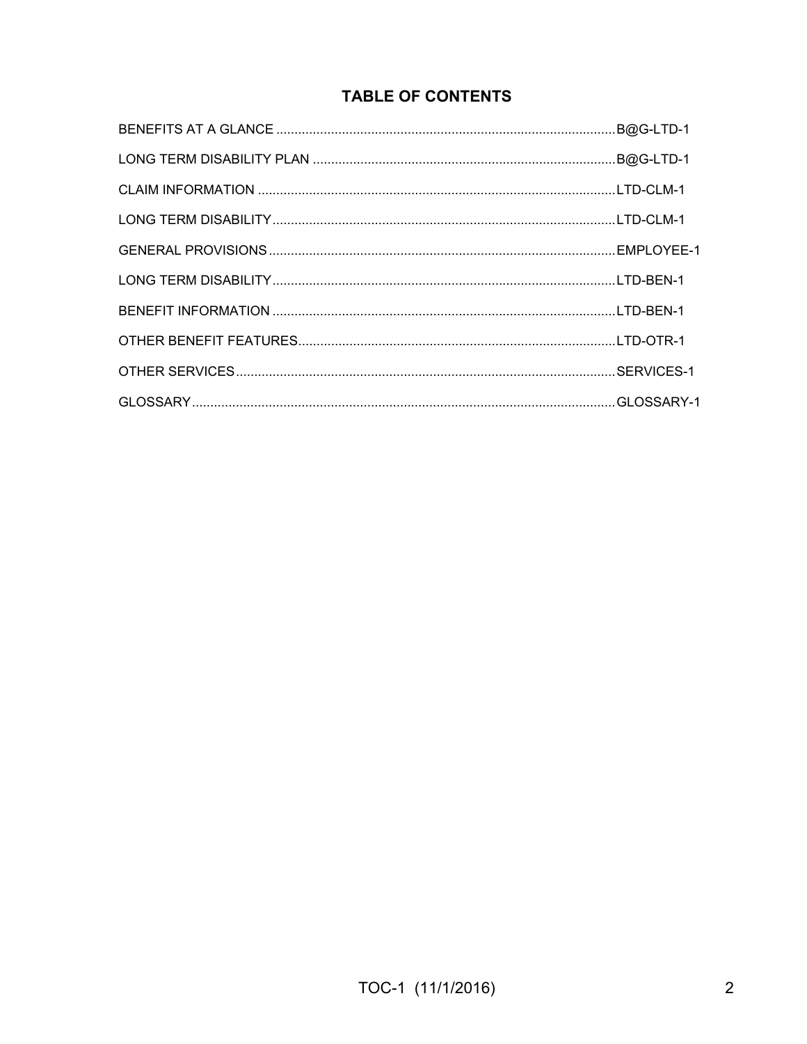## TABLE OF CONTENTS

| | |
|---|---|
| BENEFITS AT A GLANCE | B@G-LTD-1 |
| LONG TERM DISABILITY PLAN | B@G-LTD-1 |
| CLAIM INFORMATION | LTD-CLM-1 |
| LONG TERM DISABILITY | LTD-CLM-1 |
| GENERAL PROVISIONS | EMPLOYEE-1 |
| LONG TERM DISABILITY | LTD-BEN-1 |
| BENEFIT INFORMATION | LTD-BEN-1 |
| OTHER BENEFIT FEATURES | LTD-OTR-1 |
| OTHER SERVICES | SERVICES-1 |
| GLOSSARY | GLOSSARY-1 |

TOC-1 (11/1/2016)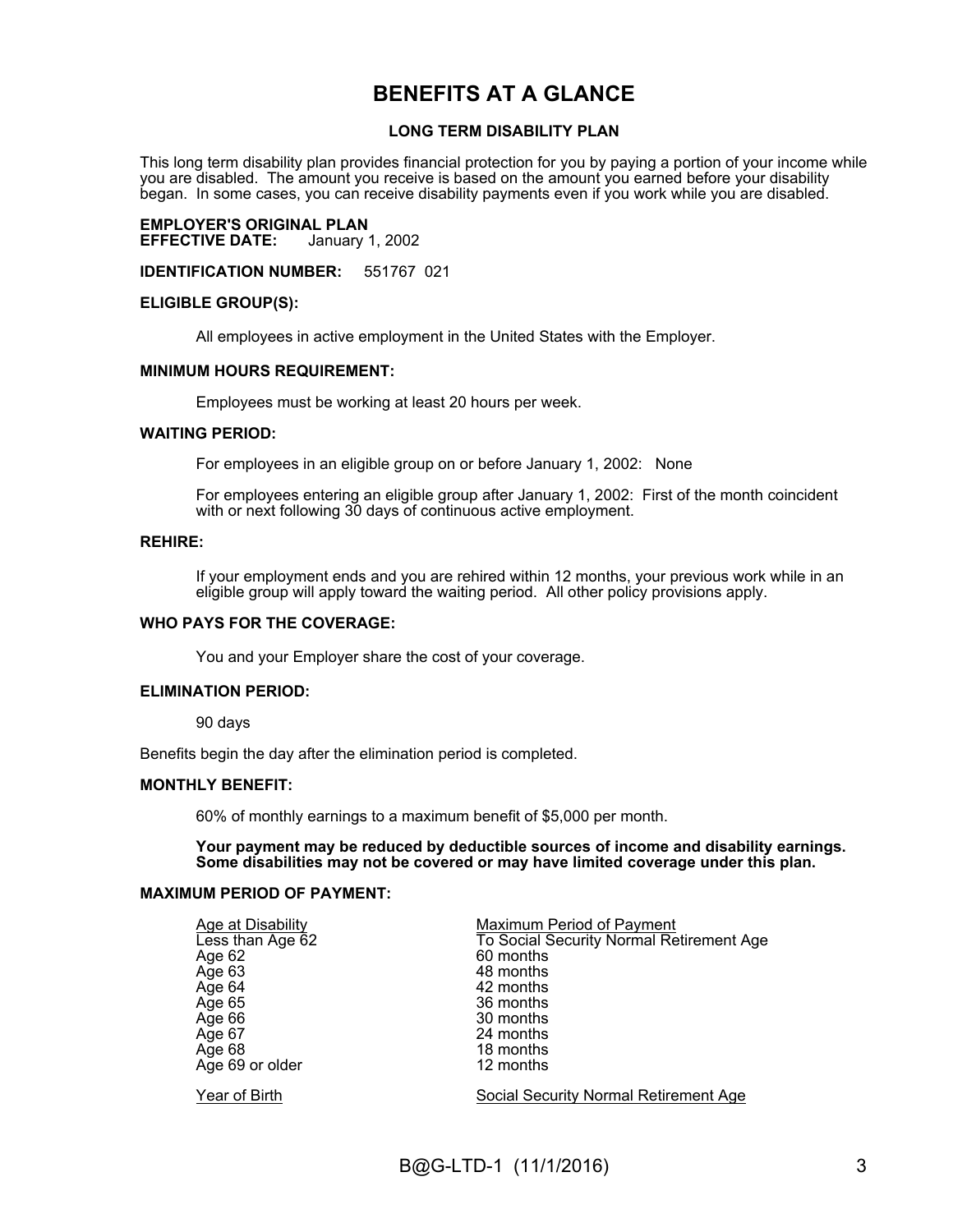# BENEFITS AT A GLANCE

## LONG TERM DISABILITY PLAN

This long term disability plan provides financial protection for you by paying a portion of your income while you are disabled. The amount you receive is based on the amount you earned before your disability began. In some cases, you can receive disability payments even if you work while you are disabled.

**EMPLOYER'S ORIGINAL PLAN**
**EFFECTIVE DATE:** January 1, 2002

**IDENTIFICATION NUMBER:** 551767 021

**ELIGIBLE GROUP(S):**

All employees in active employment in the United States with the Employer.

**MINIMUM HOURS REQUIREMENT:**

Employees must be working at least 20 hours per week.

**WAITING PERIOD:**

For employees in an eligible group on or before January 1, 2002: None

For employees entering an eligible group after January 1, 2002: First of the month coincident with or next following 30 days of continuous active employment.

**REHIRE:**

If your employment ends and you are rehired within 12 months, your previous work while in an eligible group will apply toward the waiting period. All other policy provisions apply.

**WHO PAYS FOR THE COVERAGE:**

You and your Employer share the cost of your coverage.

**ELIMINATION PERIOD:**

90 days

Benefits begin the day after the elimination period is completed.

**MONTHLY BENEFIT:**

60% of monthly earnings to a maximum benefit of $5,000 per month.

**Your payment may be reduced by deductible sources of income and disability earnings. Some disabilities may not be covered or may have limited coverage under this plan.**

**MAXIMUM PERIOD OF PAYMENT:**

| Age at Disability | Maximum Period of Payment |
|---|---|
| Less than Age 62 | To Social Security Normal Retirement Age |
| Age 62 | 60 months |
| Age 63 | 48 months |
| Age 64 | 42 months |
| Age 65 | 36 months |
| Age 66 | 30 months |
| Age 67 | 24 months |
| Age 68 | 18 months |
| Age 69 or older | 12 months |

| Year of Birth | Social Security Normal Retirement Age |
|---|---|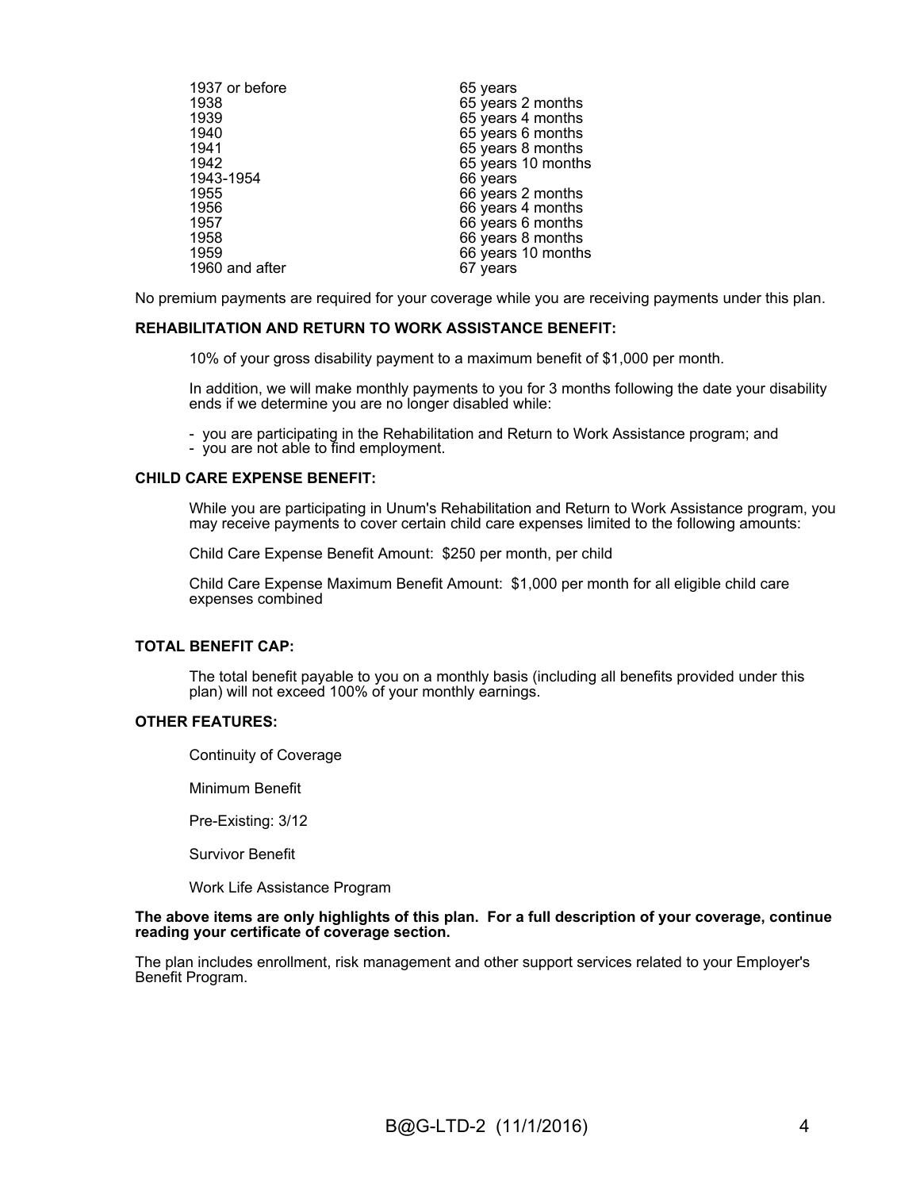| | |
|---|---|
| 1937 or before | 65 years |
| 1938 | 65 years 2 months |
| 1939 | 65 years 4 months |
| 1940 | 65 years 6 months |
| 1941 | 65 years 8 months |
| 1942 | 65 years 10 months |
| 1943-1954 | 66 years |
| 1955 | 66 years 2 months |
| 1956 | 66 years 4 months |
| 1957 | 66 years 6 months |
| 1958 | 66 years 8 months |
| 1959 | 66 years 10 months |
| 1960 and after | 67 years |

No premium payments are required for your coverage while you are receiving payments under this plan.

**REHABILITATION AND RETURN TO WORK ASSISTANCE BENEFIT:**

10% of your gross disability payment to a maximum benefit of $1,000 per month.

In addition, we will make monthly payments to you for 3 months following the date your disability ends if we determine you are no longer disabled while:

- you are participating in the Rehabilitation and Return to Work Assistance program; and
- you are not able to find employment.

**CHILD CARE EXPENSE BENEFIT:**

While you are participating in Unum's Rehabilitation and Return to Work Assistance program, you may receive payments to cover certain child care expenses limited to the following amounts:

Child Care Expense Benefit Amount: $250 per month, per child

Child Care Expense Maximum Benefit Amount: $1,000 per month for all eligible child care expenses combined

**TOTAL BENEFIT CAP:**

The total benefit payable to you on a monthly basis (including all benefits provided under this plan) will not exceed 100% of your monthly earnings.

**OTHER FEATURES:**

Continuity of Coverage

Minimum Benefit

Pre-Existing: 3/12

Survivor Benefit

Work Life Assistance Program

**The above items are only highlights of this plan. For a full description of your coverage, continue reading your certificate of coverage section.**

The plan includes enrollment, risk management and other support services related to your Employer's Benefit Program.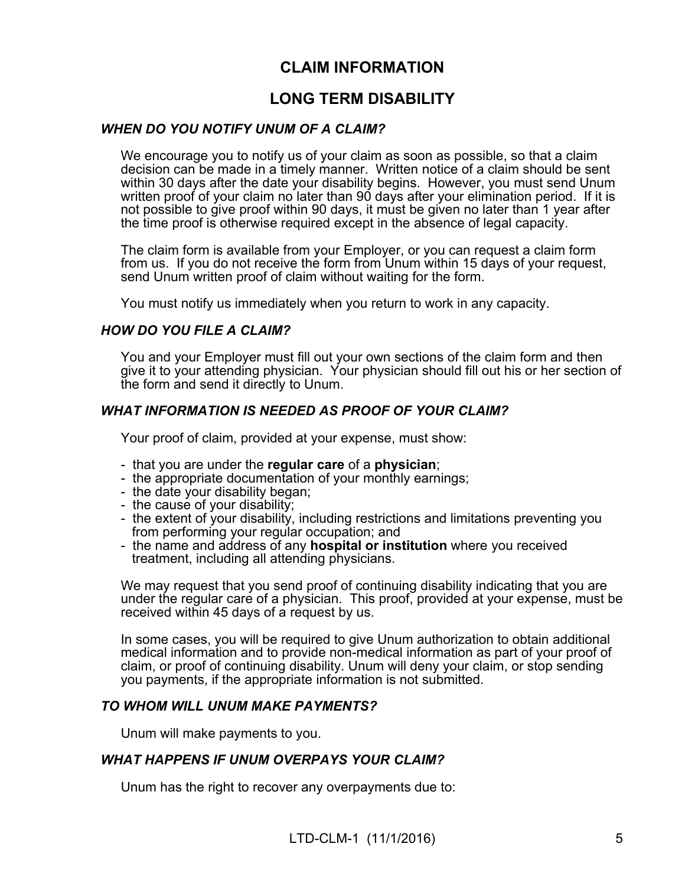# CLAIM INFORMATION

## LONG TERM DISABILITY

### *WHEN DO YOU NOTIFY UNUM OF A CLAIM?*

We encourage you to notify us of your claim as soon as possible, so that a claim decision can be made in a timely manner. Written notice of a claim should be sent within 30 days after the date your disability begins. However, you must send Unum written proof of your claim no later than 90 days after your elimination period. If it is not possible to give proof within 90 days, it must be given no later than 1 year after the time proof is otherwise required except in the absence of legal capacity.

The claim form is available from your Employer, or you can request a claim form from us. If you do not receive the form from Unum within 15 days of your request, send Unum written proof of claim without waiting for the form.

You must notify us immediately when you return to work in any capacity.

### *HOW DO YOU FILE A CLAIM?*

You and your Employer must fill out your own sections of the claim form and then give it to your attending physician. Your physician should fill out his or her section of the form and send it directly to Unum.

### *WHAT INFORMATION IS NEEDED AS PROOF OF YOUR CLAIM?*

Your proof of claim, provided at your expense, must show:

- that you are under the **regular care** of a **physician**;
- the appropriate documentation of your monthly earnings;
- the date your disability began;
- the cause of your disability;
- the extent of your disability, including restrictions and limitations preventing you from performing your regular occupation; and
- the name and address of any **hospital or institution** where you received treatment, including all attending physicians.

We may request that you send proof of continuing disability indicating that you are under the regular care of a physician. This proof, provided at your expense, must be received within 45 days of a request by us.

In some cases, you will be required to give Unum authorization to obtain additional medical information and to provide non-medical information as part of your proof of claim, or proof of continuing disability. Unum will deny your claim, or stop sending you payments, if the appropriate information is not submitted.

### *TO WHOM WILL UNUM MAKE PAYMENTS?*

Unum will make payments to you.

### *WHAT HAPPENS IF UNUM OVERPAYS YOUR CLAIM?*

Unum has the right to recover any overpayments due to: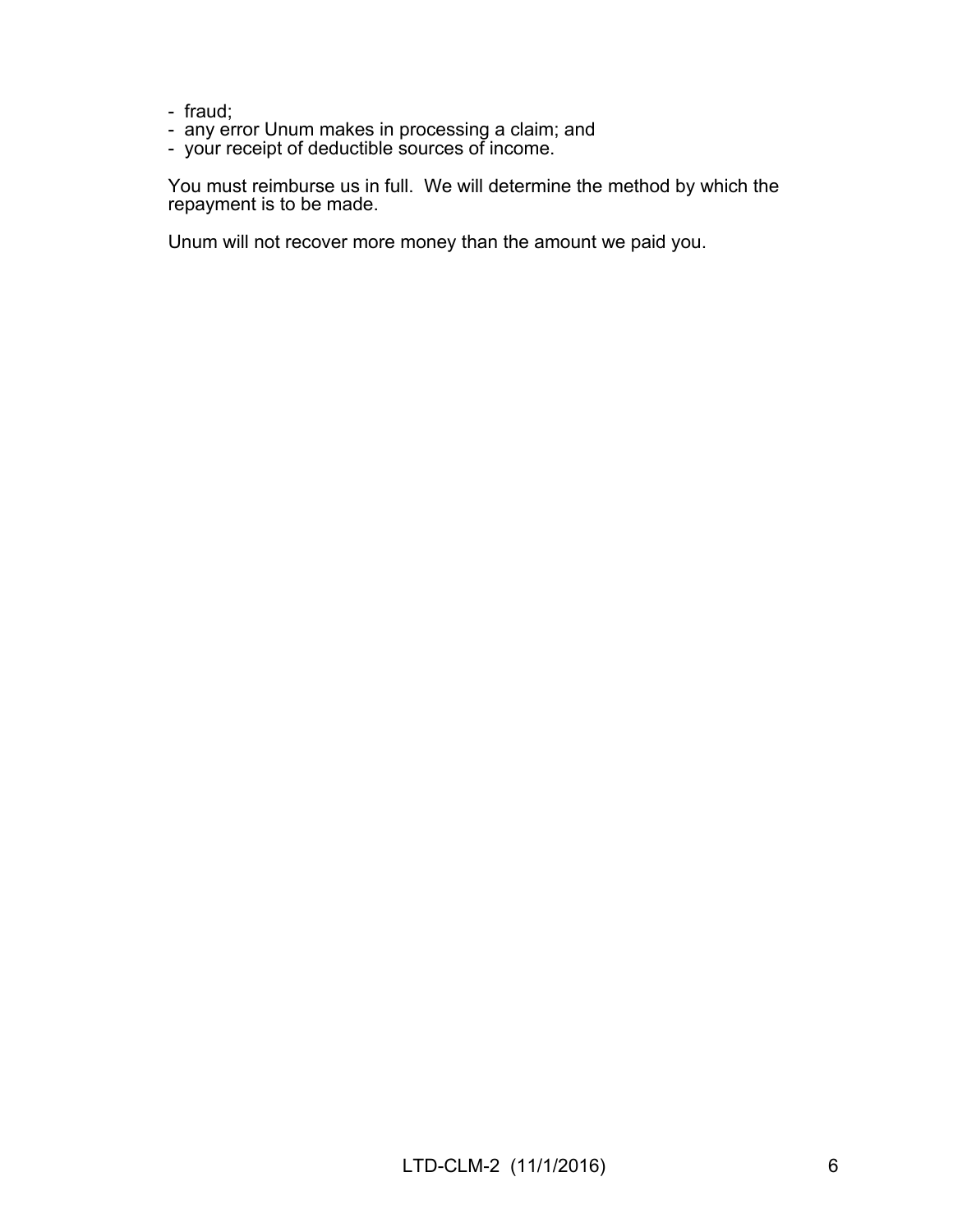- fraud;
- any error Unum makes in processing a claim; and
- your receipt of deductible sources of income.

You must reimburse us in full. We will determine the method by which the repayment is to be made.

Unum will not recover more money than the amount we paid you.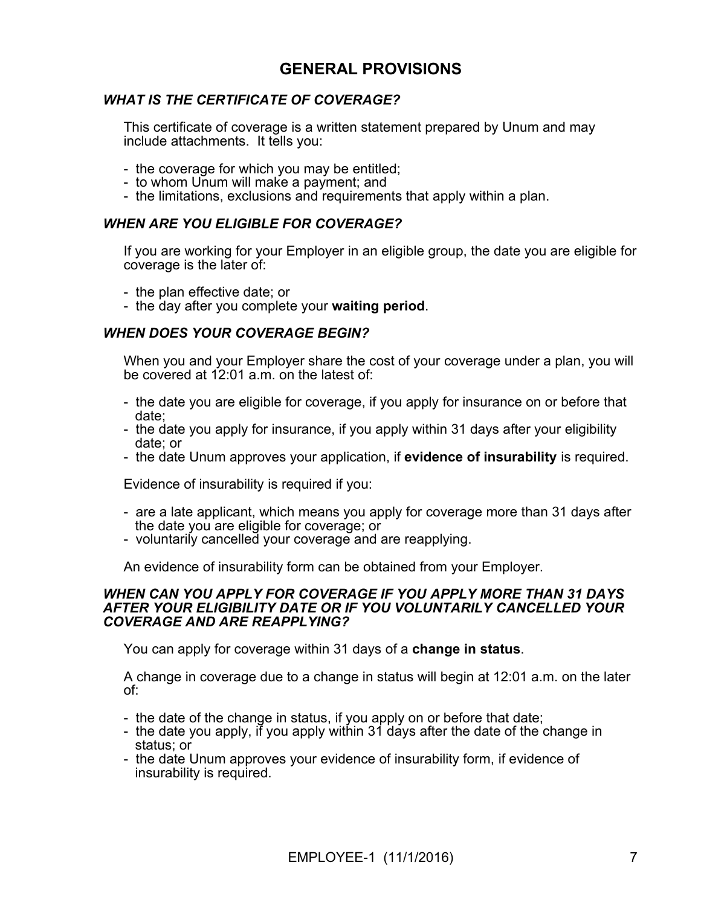# GENERAL PROVISIONS

### *WHAT IS THE CERTIFICATE OF COVERAGE?*

This certificate of coverage is a written statement prepared by Unum and may include attachments. It tells you:

- the coverage for which you may be entitled;
- to whom Unum will make a payment; and
- the limitations, exclusions and requirements that apply within a plan.

### *WHEN ARE YOU ELIGIBLE FOR COVERAGE?*

If you are working for your Employer in an eligible group, the date you are eligible for coverage is the later of:

- the plan effective date; or
- the day after you complete your **waiting period**.

### *WHEN DOES YOUR COVERAGE BEGIN?*

When you and your Employer share the cost of your coverage under a plan, you will be covered at 12:01 a.m. on the latest of:

- the date you are eligible for coverage, if you apply for insurance on or before that date;
- the date you apply for insurance, if you apply within 31 days after your eligibility date; or
- the date Unum approves your application, if **evidence of insurability** is required.

Evidence of insurability is required if you:

- are a late applicant, which means you apply for coverage more than 31 days after the date you are eligible for coverage; or
- voluntarily cancelled your coverage and are reapplying.

An evidence of insurability form can be obtained from your Employer.

### *WHEN CAN YOU APPLY FOR COVERAGE IF YOU APPLY MORE THAN 31 DAYS AFTER YOUR ELIGIBILITY DATE OR IF YOU VOLUNTARILY CANCELLED YOUR COVERAGE AND ARE REAPPLYING?*

You can apply for coverage within 31 days of a **change in status**.

A change in coverage due to a change in status will begin at 12:01 a.m. on the later of:

- the date of the change in status, if you apply on or before that date;
- the date you apply, if you apply within 31 days after the date of the change in status; or
- the date Unum approves your evidence of insurability form, if evidence of insurability is required.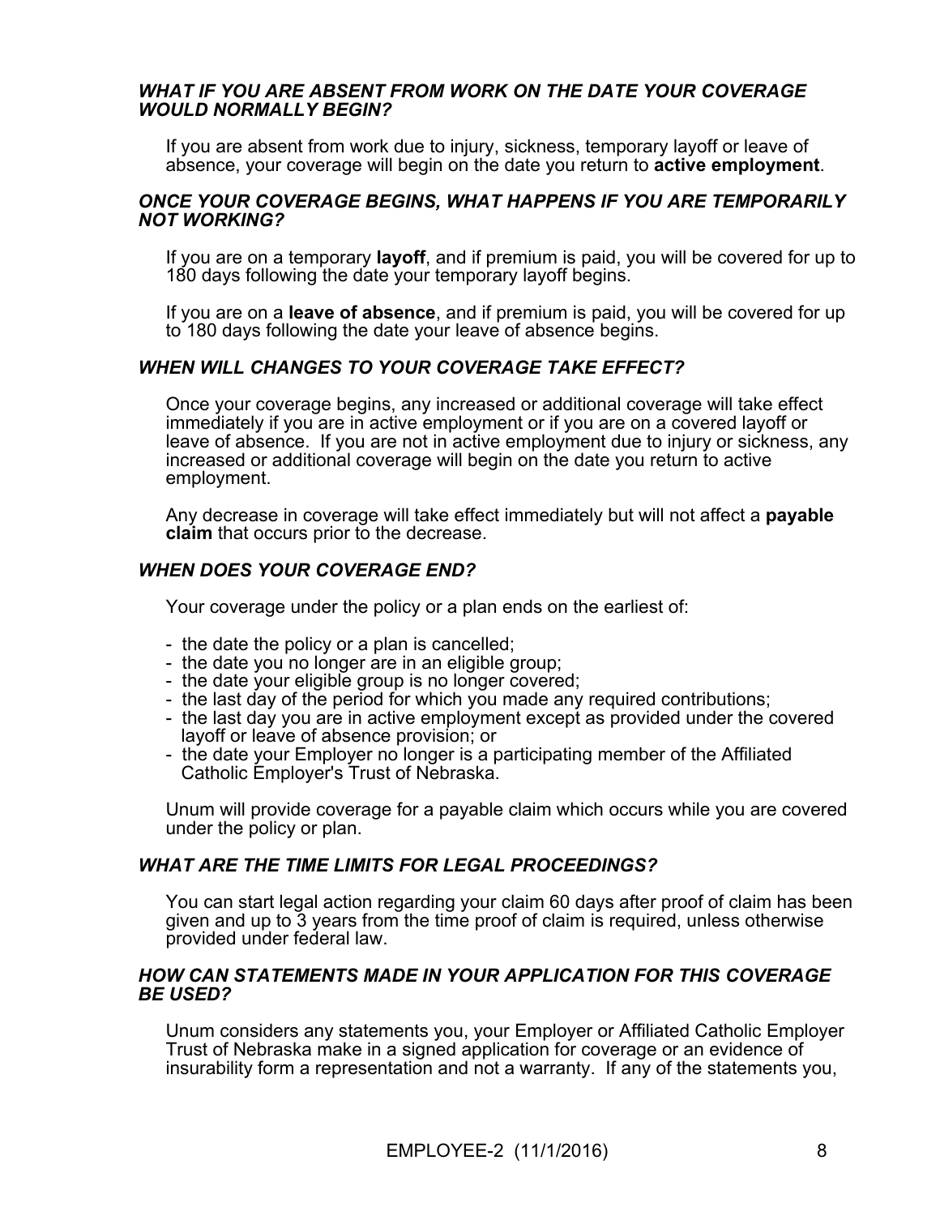### *WHAT IF YOU ARE ABSENT FROM WORK ON THE DATE YOUR COVERAGE WOULD NORMALLY BEGIN?*

If you are absent from work due to injury, sickness, temporary layoff or leave of absence, your coverage will begin on the date you return to **active employment**.

### *ONCE YOUR COVERAGE BEGINS, WHAT HAPPENS IF YOU ARE TEMPORARILY NOT WORKING?*

If you are on a temporary **layoff**, and if premium is paid, you will be covered for up to 180 days following the date your temporary layoff begins.

If you are on a **leave of absence**, and if premium is paid, you will be covered for up to 180 days following the date your leave of absence begins.

### *WHEN WILL CHANGES TO YOUR COVERAGE TAKE EFFECT?*

Once your coverage begins, any increased or additional coverage will take effect immediately if you are in active employment or if you are on a covered layoff or leave of absence. If you are not in active employment due to injury or sickness, any increased or additional coverage will begin on the date you return to active employment.

Any decrease in coverage will take effect immediately but will not affect a **payable claim** that occurs prior to the decrease.

### *WHEN DOES YOUR COVERAGE END?*

Your coverage under the policy or a plan ends on the earliest of:

- the date the policy or a plan is cancelled;
- the date you no longer are in an eligible group;
- the date your eligible group is no longer covered;
- the last day of the period for which you made any required contributions;
- the last day you are in active employment except as provided under the covered layoff or leave of absence provision; or
- the date your Employer no longer is a participating member of the Affiliated Catholic Employer's Trust of Nebraska.

Unum will provide coverage for a payable claim which occurs while you are covered under the policy or plan.

### *WHAT ARE THE TIME LIMITS FOR LEGAL PROCEEDINGS?*

You can start legal action regarding your claim 60 days after proof of claim has been given and up to 3 years from the time proof of claim is required, unless otherwise provided under federal law.

### *HOW CAN STATEMENTS MADE IN YOUR APPLICATION FOR THIS COVERAGE BE USED?*

Unum considers any statements you, your Employer or Affiliated Catholic Employer Trust of Nebraska make in a signed application for coverage or an evidence of insurability form a representation and not a warranty. If any of the statements you,

EMPLOYEE-2 (11/1/2016)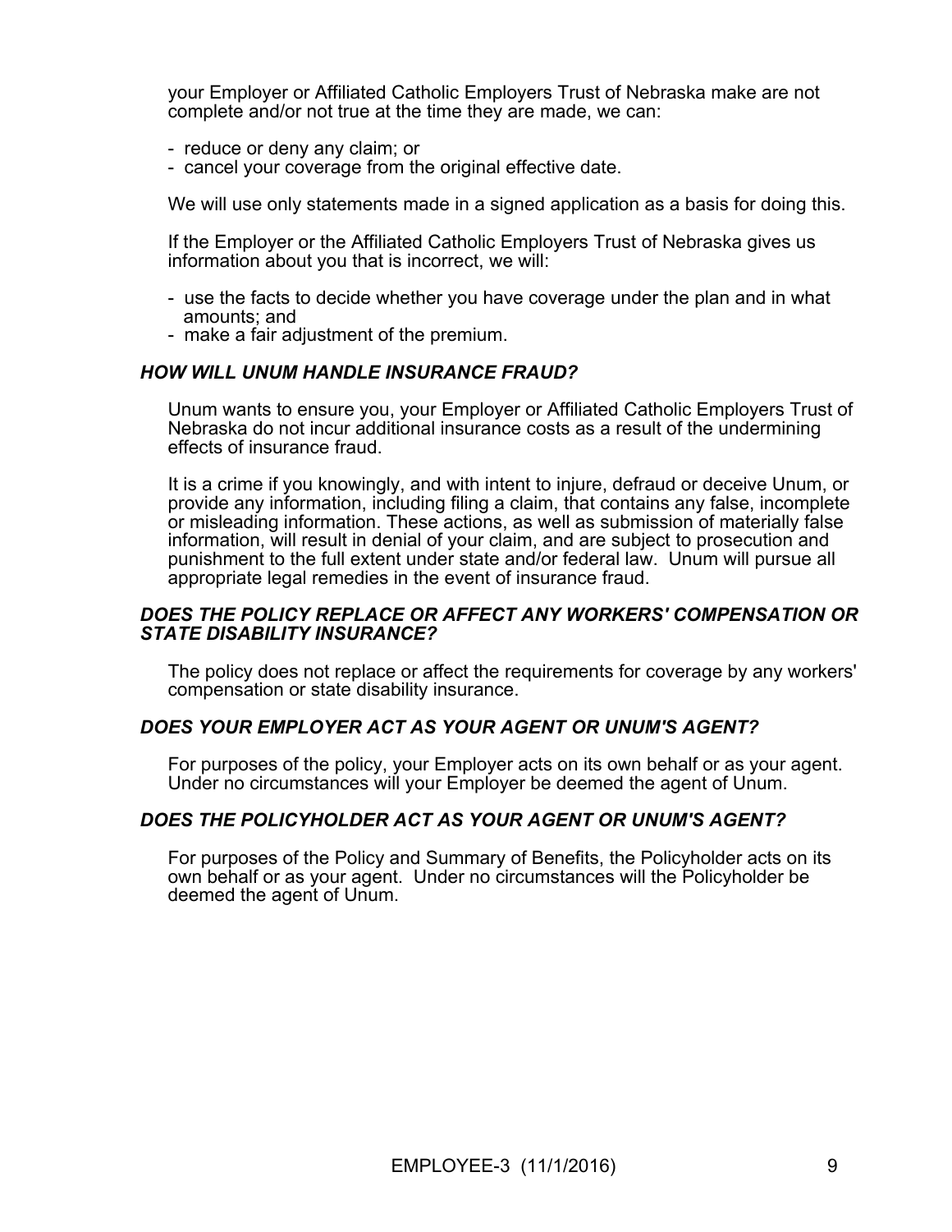your Employer or Affiliated Catholic Employers Trust of Nebraska make are not complete and/or not true at the time they are made, we can:

- reduce or deny any claim; or
- cancel your coverage from the original effective date.

We will use only statements made in a signed application as a basis for doing this.

If the Employer or the Affiliated Catholic Employers Trust of Nebraska gives us information about you that is incorrect, we will:

- use the facts to decide whether you have coverage under the plan and in what amounts; and
- make a fair adjustment of the premium.

### *HOW WILL UNUM HANDLE INSURANCE FRAUD?*

Unum wants to ensure you, your Employer or Affiliated Catholic Employers Trust of Nebraska do not incur additional insurance costs as a result of the undermining effects of insurance fraud.

It is a crime if you knowingly, and with intent to injure, defraud or deceive Unum, or provide any information, including filing a claim, that contains any false, incomplete or misleading information. These actions, as well as submission of materially false information, will result in denial of your claim, and are subject to prosecution and punishment to the full extent under state and/or federal law. Unum will pursue all appropriate legal remedies in the event of insurance fraud.

### *DOES THE POLICY REPLACE OR AFFECT ANY WORKERS' COMPENSATION OR STATE DISABILITY INSURANCE?*

The policy does not replace or affect the requirements for coverage by any workers' compensation or state disability insurance.

### *DOES YOUR EMPLOYER ACT AS YOUR AGENT OR UNUM'S AGENT?*

For purposes of the policy, your Employer acts on its own behalf or as your agent. Under no circumstances will your Employer be deemed the agent of Unum.

### *DOES THE POLICYHOLDER ACT AS YOUR AGENT OR UNUM'S AGENT?*

For purposes of the Policy and Summary of Benefits, the Policyholder acts on its own behalf or as your agent. Under no circumstances will the Policyholder be deemed the agent of Unum.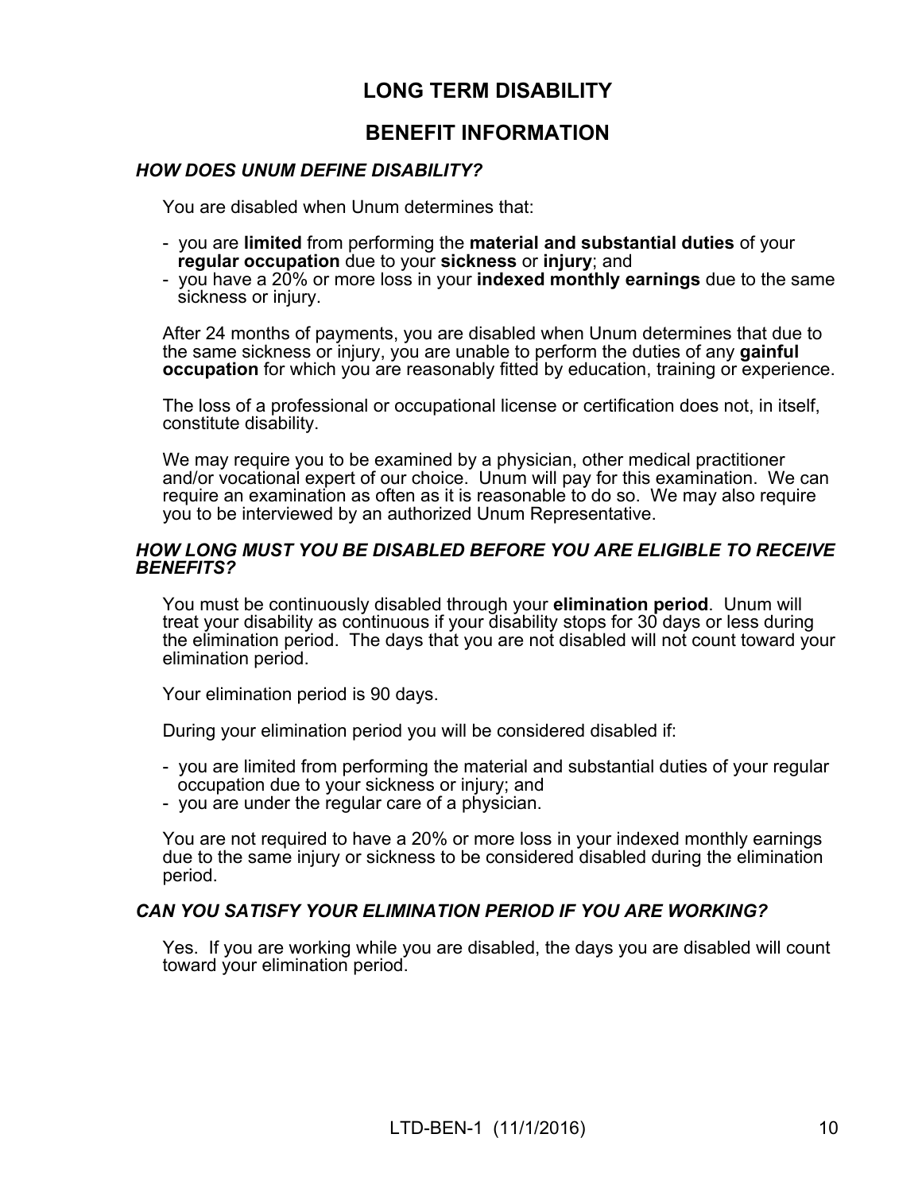# LONG TERM DISABILITY

## BENEFIT INFORMATION

### *HOW DOES UNUM DEFINE DISABILITY?*

You are disabled when Unum determines that:

- you are **limited** from performing the **material and substantial duties** of your **regular occupation** due to your **sickness** or **injury**; and
- you have a 20% or more loss in your **indexed monthly earnings** due to the same sickness or injury.

After 24 months of payments, you are disabled when Unum determines that due to the same sickness or injury, you are unable to perform the duties of any **gainful occupation** for which you are reasonably fitted by education, training or experience.

The loss of a professional or occupational license or certification does not, in itself, constitute disability.

We may require you to be examined by a physician, other medical practitioner and/or vocational expert of our choice. Unum will pay for this examination. We can require an examination as often as it is reasonable to do so. We may also require you to be interviewed by an authorized Unum Representative.

### *HOW LONG MUST YOU BE DISABLED BEFORE YOU ARE ELIGIBLE TO RECEIVE BENEFITS?*

You must be continuously disabled through your **elimination period**. Unum will treat your disability as continuous if your disability stops for 30 days or less during the elimination period. The days that you are not disabled will not count toward your elimination period.

Your elimination period is 90 days.

During your elimination period you will be considered disabled if:

- you are limited from performing the material and substantial duties of your regular occupation due to your sickness or injury; and
- you are under the regular care of a physician.

You are not required to have a 20% or more loss in your indexed monthly earnings due to the same injury or sickness to be considered disabled during the elimination period.

### *CAN YOU SATISFY YOUR ELIMINATION PERIOD IF YOU ARE WORKING?*

Yes. If you are working while you are disabled, the days you are disabled will count toward your elimination period.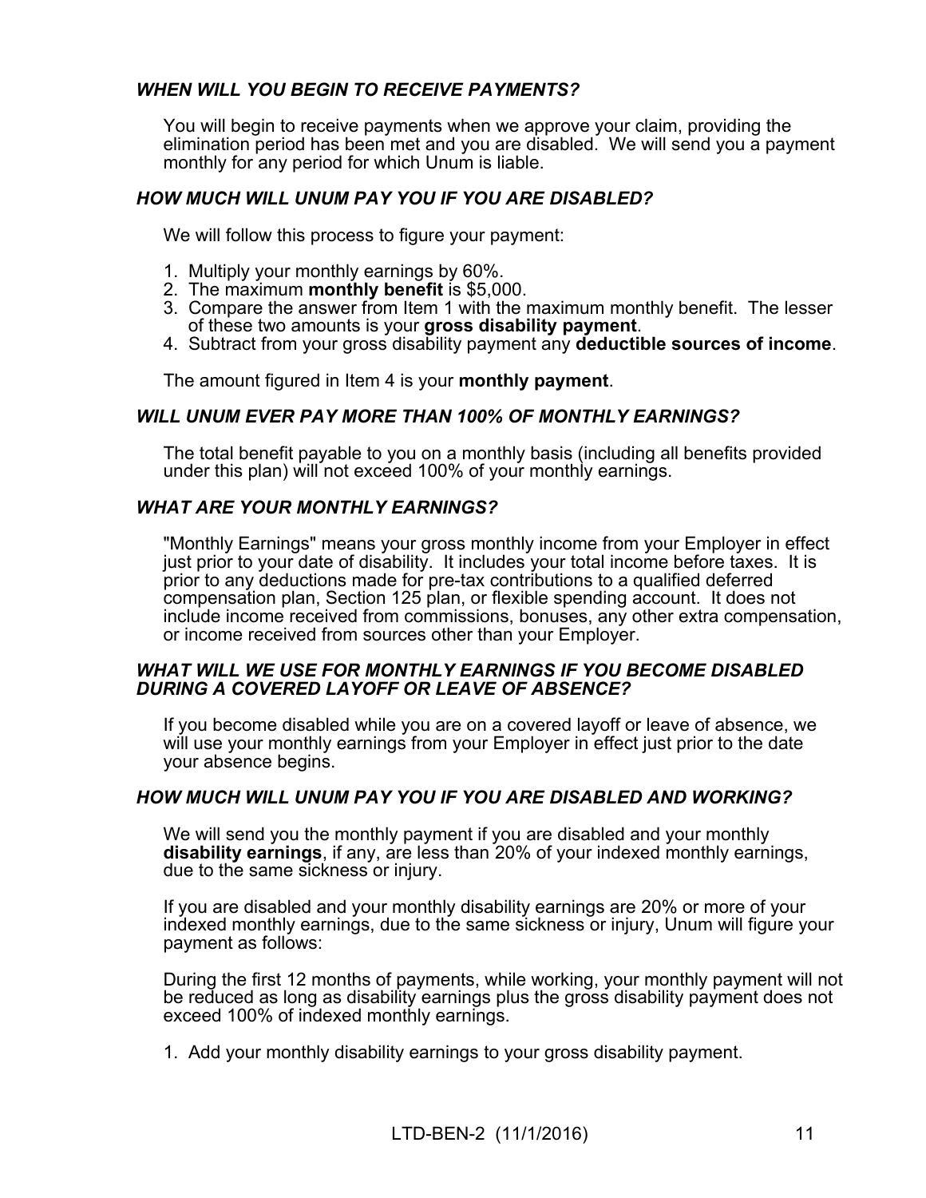### *WHEN WILL YOU BEGIN TO RECEIVE PAYMENTS?*

You will begin to receive payments when we approve your claim, providing the elimination period has been met and you are disabled. We will send you a payment monthly for any period for which Unum is liable.

### *HOW MUCH WILL UNUM PAY YOU IF YOU ARE DISABLED?*

We will follow this process to figure your payment:

1. Multiply your monthly earnings by 60%.
2. The maximum **monthly benefit** is $5,000.
3. Compare the answer from Item 1 with the maximum monthly benefit. The lesser of these two amounts is your **gross disability payment**.
4. Subtract from your gross disability payment any **deductible sources of income**.

The amount figured in Item 4 is your **monthly payment**.

### *WILL UNUM EVER PAY MORE THAN 100% OF MONTHLY EARNINGS?*

The total benefit payable to you on a monthly basis (including all benefits provided under this plan) will not exceed 100% of your monthly earnings.

### *WHAT ARE YOUR MONTHLY EARNINGS?*

"Monthly Earnings" means your gross monthly income from your Employer in effect just prior to your date of disability. It includes your total income before taxes. It is prior to any deductions made for pre-tax contributions to a qualified deferred compensation plan, Section 125 plan, or flexible spending account. It does not include income received from commissions, bonuses, any other extra compensation, or income received from sources other than your Employer.

### *WHAT WILL WE USE FOR MONTHLY EARNINGS IF YOU BECOME DISABLED DURING A COVERED LAYOFF OR LEAVE OF ABSENCE?*

If you become disabled while you are on a covered layoff or leave of absence, we will use your monthly earnings from your Employer in effect just prior to the date your absence begins.

### *HOW MUCH WILL UNUM PAY YOU IF YOU ARE DISABLED AND WORKING?*

We will send you the monthly payment if you are disabled and your monthly **disability earnings**, if any, are less than 20% of your indexed monthly earnings, due to the same sickness or injury.

If you are disabled and your monthly disability earnings are 20% or more of your indexed monthly earnings, due to the same sickness or injury, Unum will figure your payment as follows:

During the first 12 months of payments, while working, your monthly payment will not be reduced as long as disability earnings plus the gross disability payment does not exceed 100% of indexed monthly earnings.

1. Add your monthly disability earnings to your gross disability payment.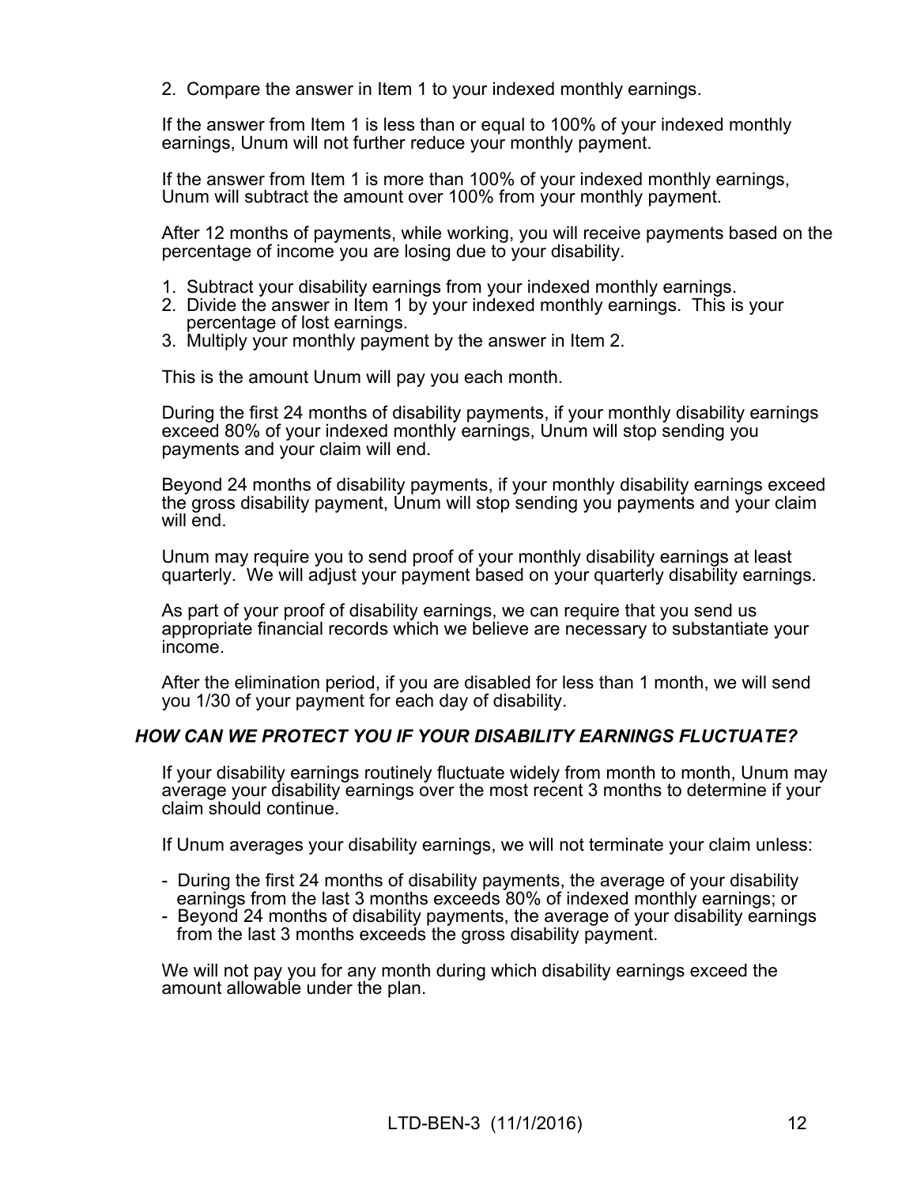2. Compare the answer in Item 1 to your indexed monthly earnings.

If the answer from Item 1 is less than or equal to 100% of your indexed monthly earnings, Unum will not further reduce your monthly payment.

If the answer from Item 1 is more than 100% of your indexed monthly earnings, Unum will subtract the amount over 100% from your monthly payment.

After 12 months of payments, while working, you will receive payments based on the percentage of income you are losing due to your disability.

1. Subtract your disability earnings from your indexed monthly earnings.
2. Divide the answer in Item 1 by your indexed monthly earnings. This is your percentage of lost earnings.
3. Multiply your monthly payment by the answer in Item 2.

This is the amount Unum will pay you each month.

During the first 24 months of disability payments, if your monthly disability earnings exceed 80% of your indexed monthly earnings, Unum will stop sending you payments and your claim will end.

Beyond 24 months of disability payments, if your monthly disability earnings exceed the gross disability payment, Unum will stop sending you payments and your claim will end.

Unum may require you to send proof of your monthly disability earnings at least quarterly. We will adjust your payment based on your quarterly disability earnings.

As part of your proof of disability earnings, we can require that you send us appropriate financial records which we believe are necessary to substantiate your income.

After the elimination period, if you are disabled for less than 1 month, we will send you 1/30 of your payment for each day of disability.

### *HOW CAN WE PROTECT YOU IF YOUR DISABILITY EARNINGS FLUCTUATE?*

If your disability earnings routinely fluctuate widely from month to month, Unum may average your disability earnings over the most recent 3 months to determine if your claim should continue.

If Unum averages your disability earnings, we will not terminate your claim unless:

- During the first 24 months of disability payments, the average of your disability earnings from the last 3 months exceeds 80% of indexed monthly earnings; or
- Beyond 24 months of disability payments, the average of your disability earnings from the last 3 months exceeds the gross disability payment.

We will not pay you for any month during which disability earnings exceed the amount allowable under the plan.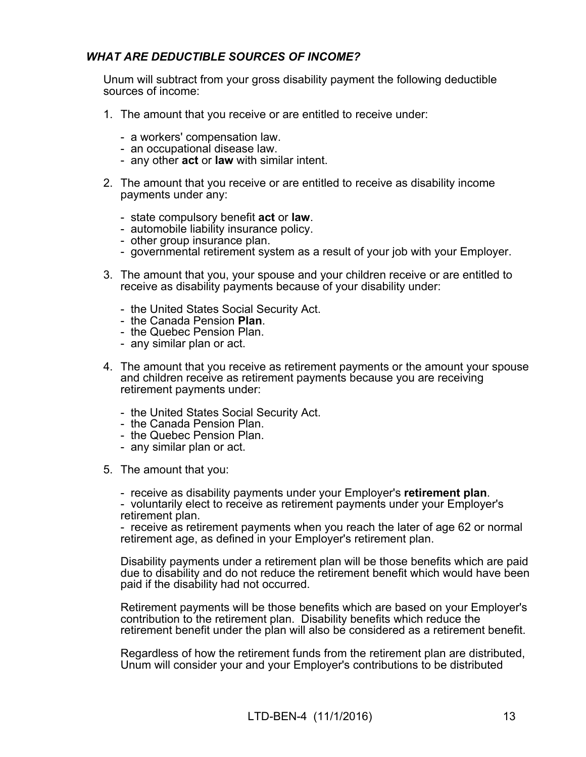### *WHAT ARE DEDUCTIBLE SOURCES OF INCOME?*

Unum will subtract from your gross disability payment the following deductible sources of income:

1. The amount that you receive or are entitled to receive under:

   - a workers' compensation law.
   - an occupational disease law.
   - any other **act** or **law** with similar intent.

2. The amount that you receive or are entitled to receive as disability income payments under any:

   - state compulsory benefit **act** or **law**.
   - automobile liability insurance policy.
   - other group insurance plan.
   - governmental retirement system as a result of your job with your Employer.

3. The amount that you, your spouse and your children receive or are entitled to receive as disability payments because of your disability under:

   - the United States Social Security Act.
   - the Canada Pension **Plan**.
   - the Quebec Pension Plan.
   - any similar plan or act.

4. The amount that you receive as retirement payments or the amount your spouse and children receive as retirement payments because you are receiving retirement payments under:

   - the United States Social Security Act.
   - the Canada Pension Plan.
   - the Quebec Pension Plan.
   - any similar plan or act.

5. The amount that you:

   - receive as disability payments under your Employer's **retirement plan**.
   - voluntarily elect to receive as retirement payments under your Employer's retirement plan.
   - receive as retirement payments when you reach the later of age 62 or normal retirement age, as defined in your Employer's retirement plan.

   Disability payments under a retirement plan will be those benefits which are paid due to disability and do not reduce the retirement benefit which would have been paid if the disability had not occurred.

   Retirement payments will be those benefits which are based on your Employer's contribution to the retirement plan. Disability benefits which reduce the retirement benefit under the plan will also be considered as a retirement benefit.

   Regardless of how the retirement funds from the retirement plan are distributed, Unum will consider your and your Employer's contributions to be distributed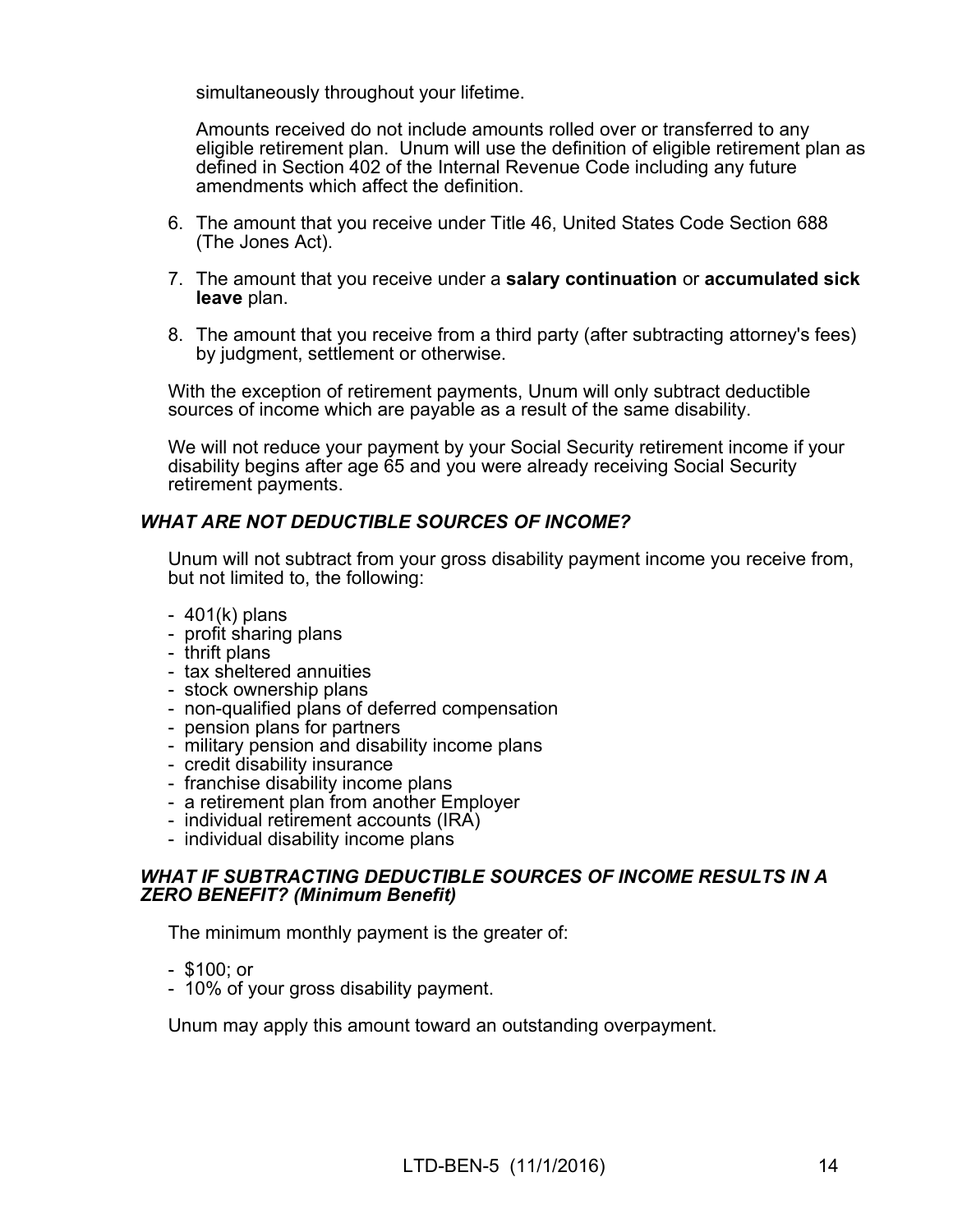simultaneously throughout your lifetime.

Amounts received do not include amounts rolled over or transferred to any eligible retirement plan. Unum will use the definition of eligible retirement plan as defined in Section 402 of the Internal Revenue Code including any future amendments which affect the definition.

6. The amount that you receive under Title 46, United States Code Section 688 (The Jones Act).

7. The amount that you receive under a **salary continuation** or **accumulated sick leave** plan.

8. The amount that you receive from a third party (after subtracting attorney's fees) by judgment, settlement or otherwise.

With the exception of retirement payments, Unum will only subtract deductible sources of income which are payable as a result of the same disability.

We will not reduce your payment by your Social Security retirement income if your disability begins after age 65 and you were already receiving Social Security retirement payments.

### *WHAT ARE NOT DEDUCTIBLE SOURCES OF INCOME?*

Unum will not subtract from your gross disability payment income you receive from, but not limited to, the following:

- 401(k) plans
- profit sharing plans
- thrift plans
- tax sheltered annuities
- stock ownership plans
- non-qualified plans of deferred compensation
- pension plans for partners
- military pension and disability income plans
- credit disability insurance
- franchise disability income plans
- a retirement plan from another Employer
- individual retirement accounts (IRA)
- individual disability income plans

### *WHAT IF SUBTRACTING DEDUCTIBLE SOURCES OF INCOME RESULTS IN A ZERO BENEFIT? (Minimum Benefit)*

The minimum monthly payment is the greater of:

- $100; or
- 10% of your gross disability payment.

Unum may apply this amount toward an outstanding overpayment.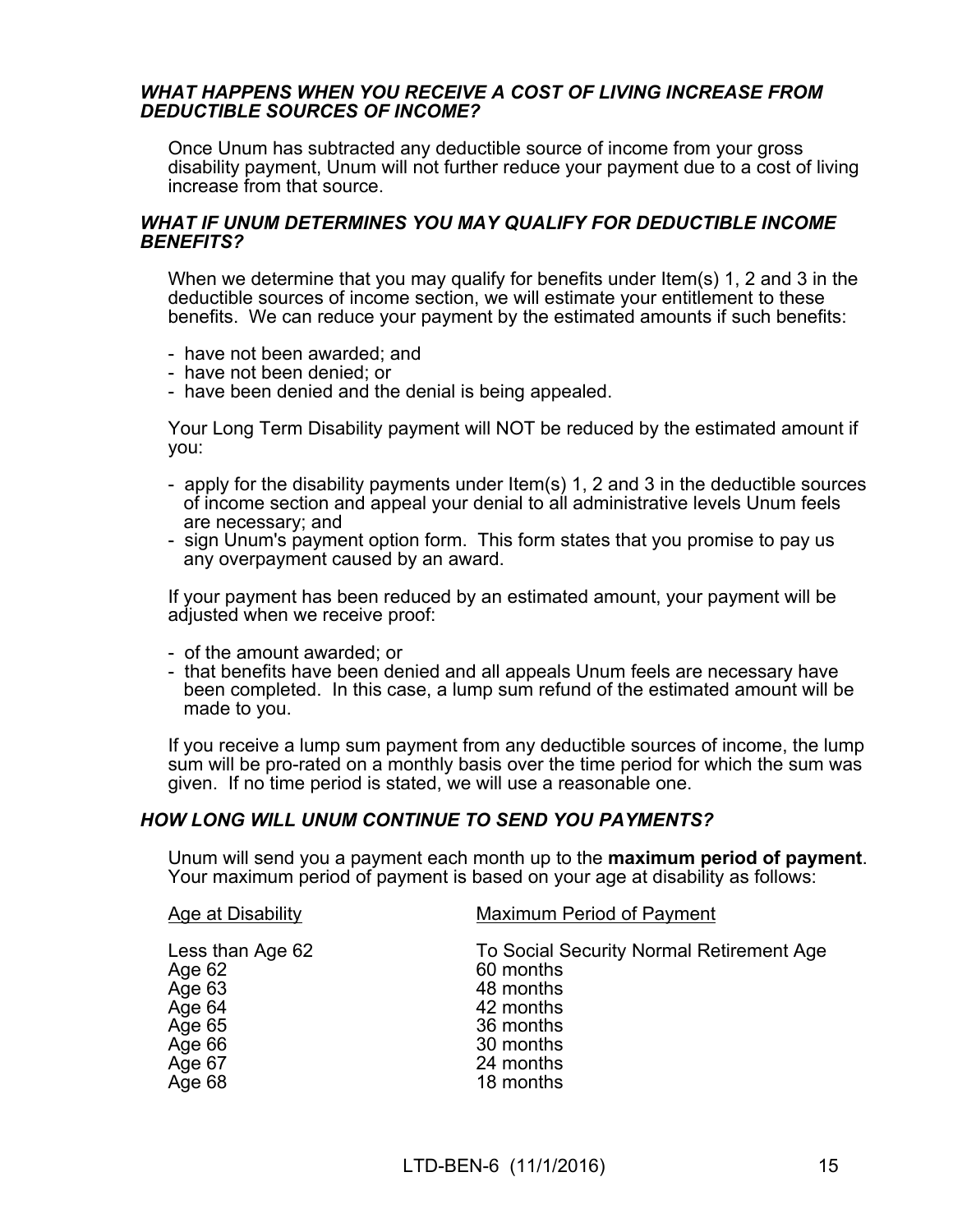### *WHAT HAPPENS WHEN YOU RECEIVE A COST OF LIVING INCREASE FROM DEDUCTIBLE SOURCES OF INCOME?*

Once Unum has subtracted any deductible source of income from your gross disability payment, Unum will not further reduce your payment due to a cost of living increase from that source.

### *WHAT IF UNUM DETERMINES YOU MAY QUALIFY FOR DEDUCTIBLE INCOME BENEFITS?*

When we determine that you may qualify for benefits under Item(s) 1, 2 and 3 in the deductible sources of income section, we will estimate your entitlement to these benefits. We can reduce your payment by the estimated amounts if such benefits:

- have not been awarded; and
- have not been denied; or
- have been denied and the denial is being appealed.

Your Long Term Disability payment will NOT be reduced by the estimated amount if you:

- apply for the disability payments under Item(s) 1, 2 and 3 in the deductible sources of income section and appeal your denial to all administrative levels Unum feels are necessary; and
- sign Unum's payment option form. This form states that you promise to pay us any overpayment caused by an award.

If your payment has been reduced by an estimated amount, your payment will be adjusted when we receive proof:

- of the amount awarded; or
- that benefits have been denied and all appeals Unum feels are necessary have been completed. In this case, a lump sum refund of the estimated amount will be made to you.

If you receive a lump sum payment from any deductible sources of income, the lump sum will be pro-rated on a monthly basis over the time period for which the sum was given. If no time period is stated, we will use a reasonable one.

### *HOW LONG WILL UNUM CONTINUE TO SEND YOU PAYMENTS?*

Unum will send you a payment each month up to the **maximum period of payment**. Your maximum period of payment is based on your age at disability as follows:

| Age at Disability | Maximum Period of Payment |
|---|---|
| Less than Age 62 | To Social Security Normal Retirement Age |
| Age 62 | 60 months |
| Age 63 | 48 months |
| Age 64 | 42 months |
| Age 65 | 36 months |
| Age 66 | 30 months |
| Age 67 | 24 months |
| Age 68 | 18 months |

LTD-BEN-6 (11/1/2016)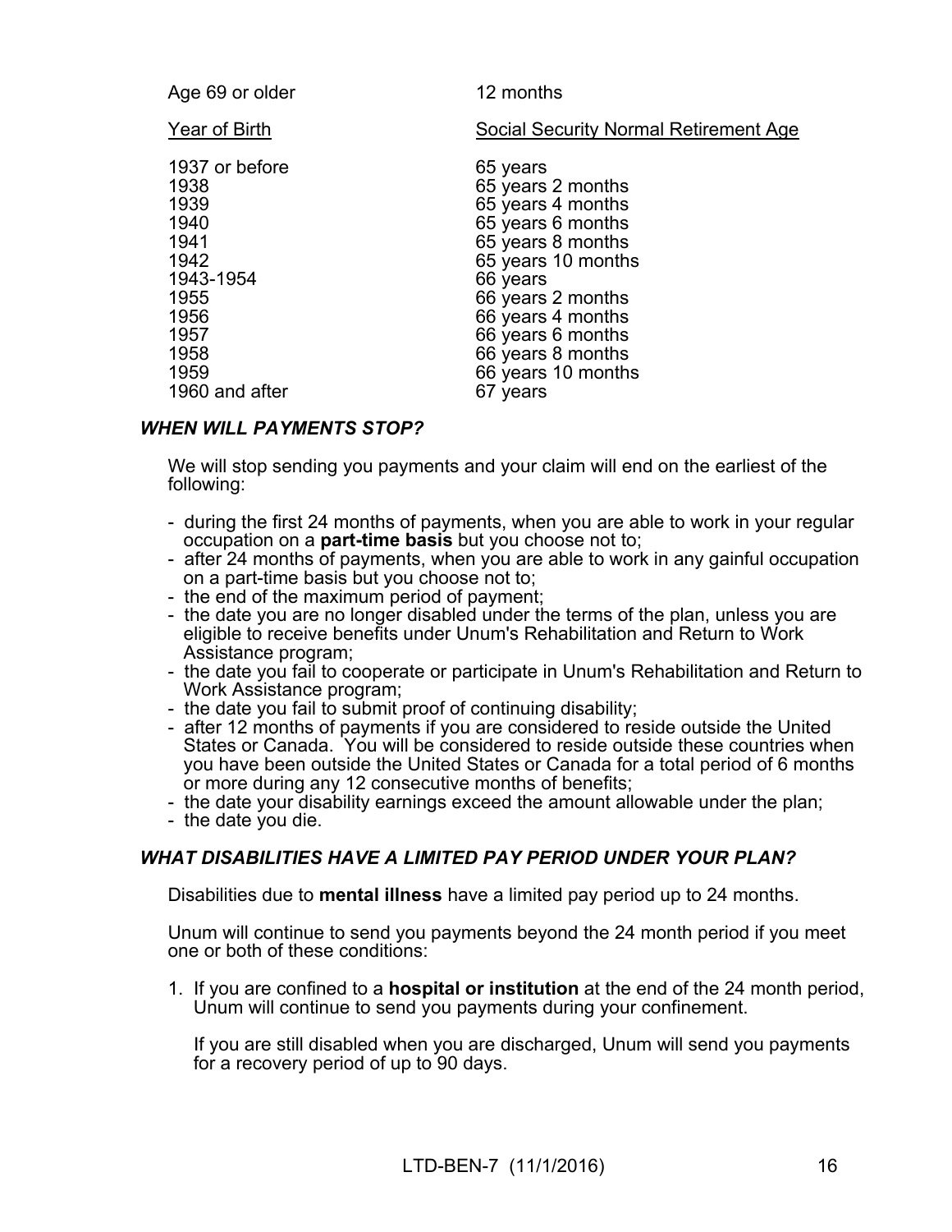| Age 69 or older | 12 months |
|---|---|

| Year of Birth | Social Security Normal Retirement Age |
|---|---|
| 1937 or before | 65 years |
| 1938 | 65 years 2 months |
| 1939 | 65 years 4 months |
| 1940 | 65 years 6 months |
| 1941 | 65 years 8 months |
| 1942 | 65 years 10 months |
| 1943-1954 | 66 years |
| 1955 | 66 years 2 months |
| 1956 | 66 years 4 months |
| 1957 | 66 years 6 months |
| 1958 | 66 years 8 months |
| 1959 | 66 years 10 months |
| 1960 and after | 67 years |

### *WHEN WILL PAYMENTS STOP?*

We will stop sending you payments and your claim will end on the earliest of the following:

- during the first 24 months of payments, when you are able to work in your regular occupation on a **part-time basis** but you choose not to;
- after 24 months of payments, when you are able to work in any gainful occupation on a part-time basis but you choose not to;
- the end of the maximum period of payment;
- the date you are no longer disabled under the terms of the plan, unless you are eligible to receive benefits under Unum's Rehabilitation and Return to Work Assistance program;
- the date you fail to cooperate or participate in Unum's Rehabilitation and Return to Work Assistance program;
- the date you fail to submit proof of continuing disability;
- after 12 months of payments if you are considered to reside outside the United States or Canada. You will be considered to reside outside these countries when you have been outside the United States or Canada for a total period of 6 months or more during any 12 consecutive months of benefits;
- the date your disability earnings exceed the amount allowable under the plan;
- the date you die.

### *WHAT DISABILITIES HAVE A LIMITED PAY PERIOD UNDER YOUR PLAN?*

Disabilities due to **mental illness** have a limited pay period up to 24 months.

Unum will continue to send you payments beyond the 24 month period if you meet one or both of these conditions:

1. If you are confined to a **hospital or institution** at the end of the 24 month period, Unum will continue to send you payments during your confinement.

   If you are still disabled when you are discharged, Unum will send you payments for a recovery period of up to 90 days.

LTD-BEN-7 (11/1/2016)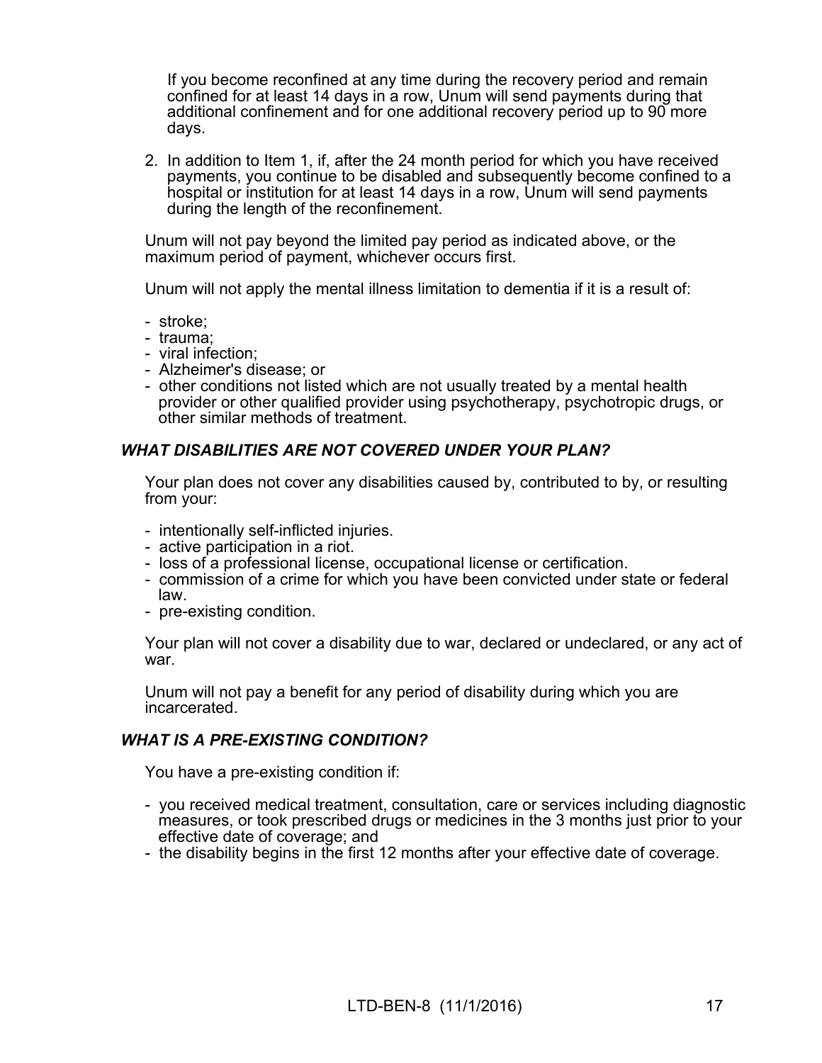If you become reconfined at any time during the recovery period and remain confined for at least 14 days in a row, Unum will send payments during that additional confinement and for one additional recovery period up to 90 more days.

2. In addition to Item 1, if, after the 24 month period for which you have received payments, you continue to be disabled and subsequently become confined to a hospital or institution for at least 14 days in a row, Unum will send payments during the length of the reconfinement.

Unum will not pay beyond the limited pay period as indicated above, or the maximum period of payment, whichever occurs first.

Unum will not apply the mental illness limitation to dementia if it is a result of:

- stroke;
- trauma;
- viral infection;
- Alzheimer's disease; or
- other conditions not listed which are not usually treated by a mental health provider or other qualified provider using psychotherapy, psychotropic drugs, or other similar methods of treatment.

### *WHAT DISABILITIES ARE NOT COVERED UNDER YOUR PLAN?*

Your plan does not cover any disabilities caused by, contributed to by, or resulting from your:

- intentionally self-inflicted injuries.
- active participation in a riot.
- loss of a professional license, occupational license or certification.
- commission of a crime for which you have been convicted under state or federal law.
- pre-existing condition.

Your plan will not cover a disability due to war, declared or undeclared, or any act of war.

Unum will not pay a benefit for any period of disability during which you are incarcerated.

### *WHAT IS A PRE-EXISTING CONDITION?*

You have a pre-existing condition if:

- you received medical treatment, consultation, care or services including diagnostic measures, or took prescribed drugs or medicines in the 3 months just prior to your effective date of coverage; and
- the disability begins in the first 12 months after your effective date of coverage.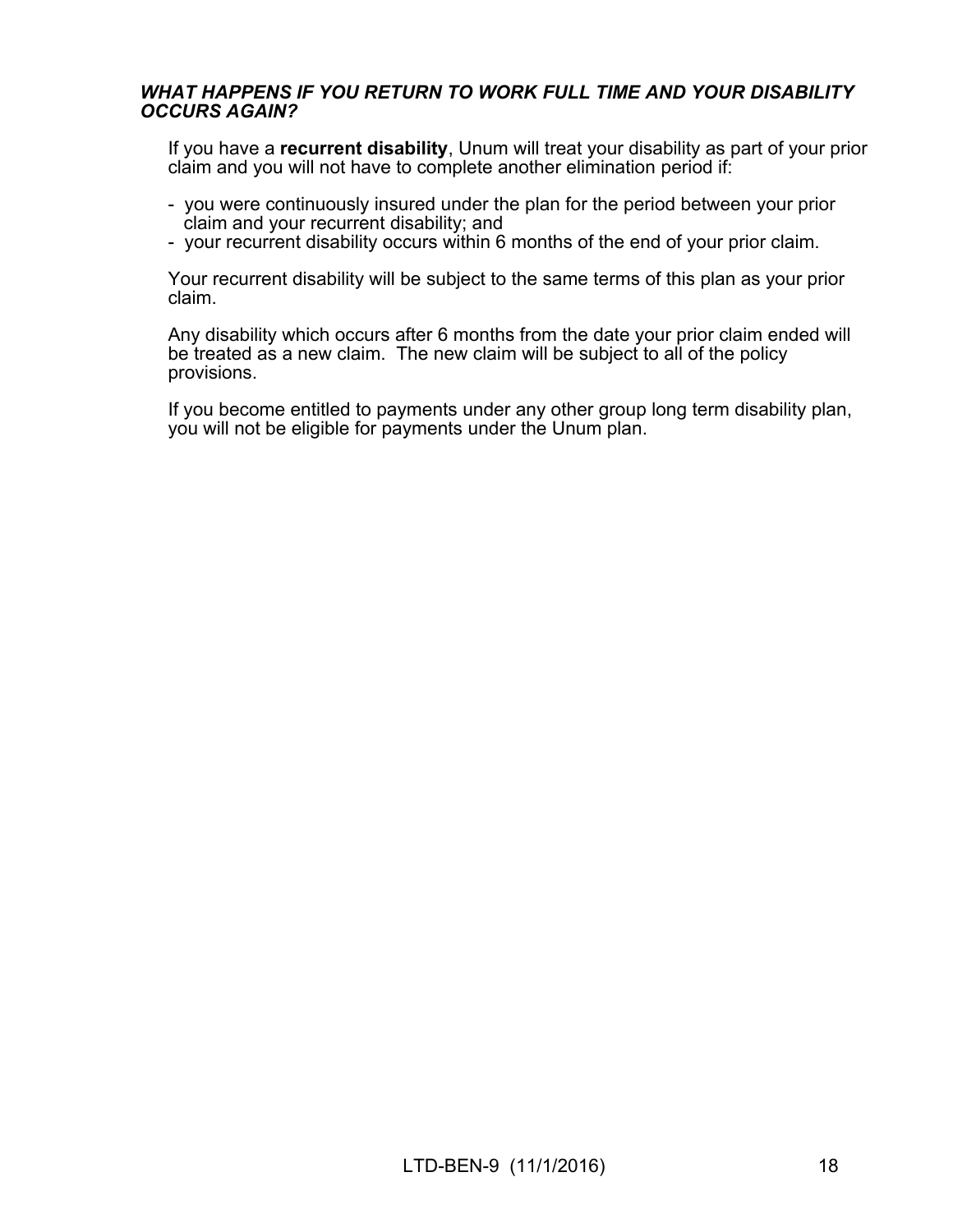### ***WHAT HAPPENS IF YOU RETURN TO WORK FULL TIME AND YOUR DISABILITY OCCURS AGAIN?***

If you have a **recurrent disability**, Unum will treat your disability as part of your prior claim and you will not have to complete another elimination period if:

- you were continuously insured under the plan for the period between your prior claim and your recurrent disability; and
- your recurrent disability occurs within 6 months of the end of your prior claim.

Your recurrent disability will be subject to the same terms of this plan as your prior claim.

Any disability which occurs after 6 months from the date your prior claim ended will be treated as a new claim. The new claim will be subject to all of the policy provisions.

If you become entitled to payments under any other group long term disability plan, you will not be eligible for payments under the Unum plan.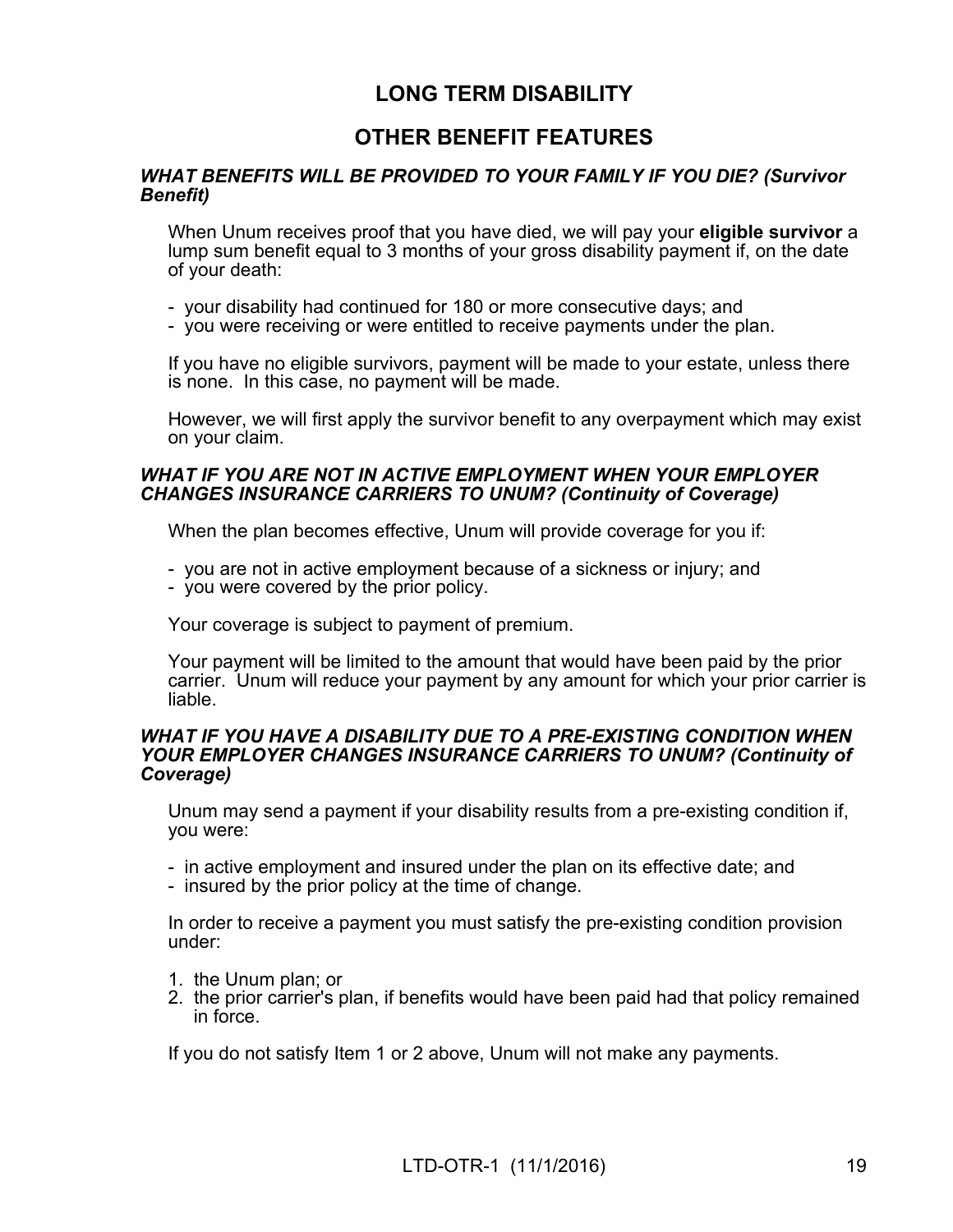# LONG TERM DISABILITY

## OTHER BENEFIT FEATURES

***WHAT BENEFITS WILL BE PROVIDED TO YOUR FAMILY IF YOU DIE? (Survivor Benefit)***

When Unum receives proof that you have died, we will pay your **eligible survivor** a lump sum benefit equal to 3 months of your gross disability payment if, on the date of your death:

- your disability had continued for 180 or more consecutive days; and
- you were receiving or were entitled to receive payments under the plan.

If you have no eligible survivors, payment will be made to your estate, unless there is none. In this case, no payment will be made.

However, we will first apply the survivor benefit to any overpayment which may exist on your claim.

***WHAT IF YOU ARE NOT IN ACTIVE EMPLOYMENT WHEN YOUR EMPLOYER CHANGES INSURANCE CARRIERS TO UNUM? (Continuity of Coverage)***

When the plan becomes effective, Unum will provide coverage for you if:

- you are not in active employment because of a sickness or injury; and
- you were covered by the prior policy.

Your coverage is subject to payment of premium.

Your payment will be limited to the amount that would have been paid by the prior carrier. Unum will reduce your payment by any amount for which your prior carrier is liable.

***WHAT IF YOU HAVE A DISABILITY DUE TO A PRE-EXISTING CONDITION WHEN YOUR EMPLOYER CHANGES INSURANCE CARRIERS TO UNUM? (Continuity of Coverage)***

Unum may send a payment if your disability results from a pre-existing condition if, you were:

- in active employment and insured under the plan on its effective date; and
- insured by the prior policy at the time of change.

In order to receive a payment you must satisfy the pre-existing condition provision under:

1. the Unum plan; or
2. the prior carrier's plan, if benefits would have been paid had that policy remained in force.

If you do not satisfy Item 1 or 2 above, Unum will not make any payments.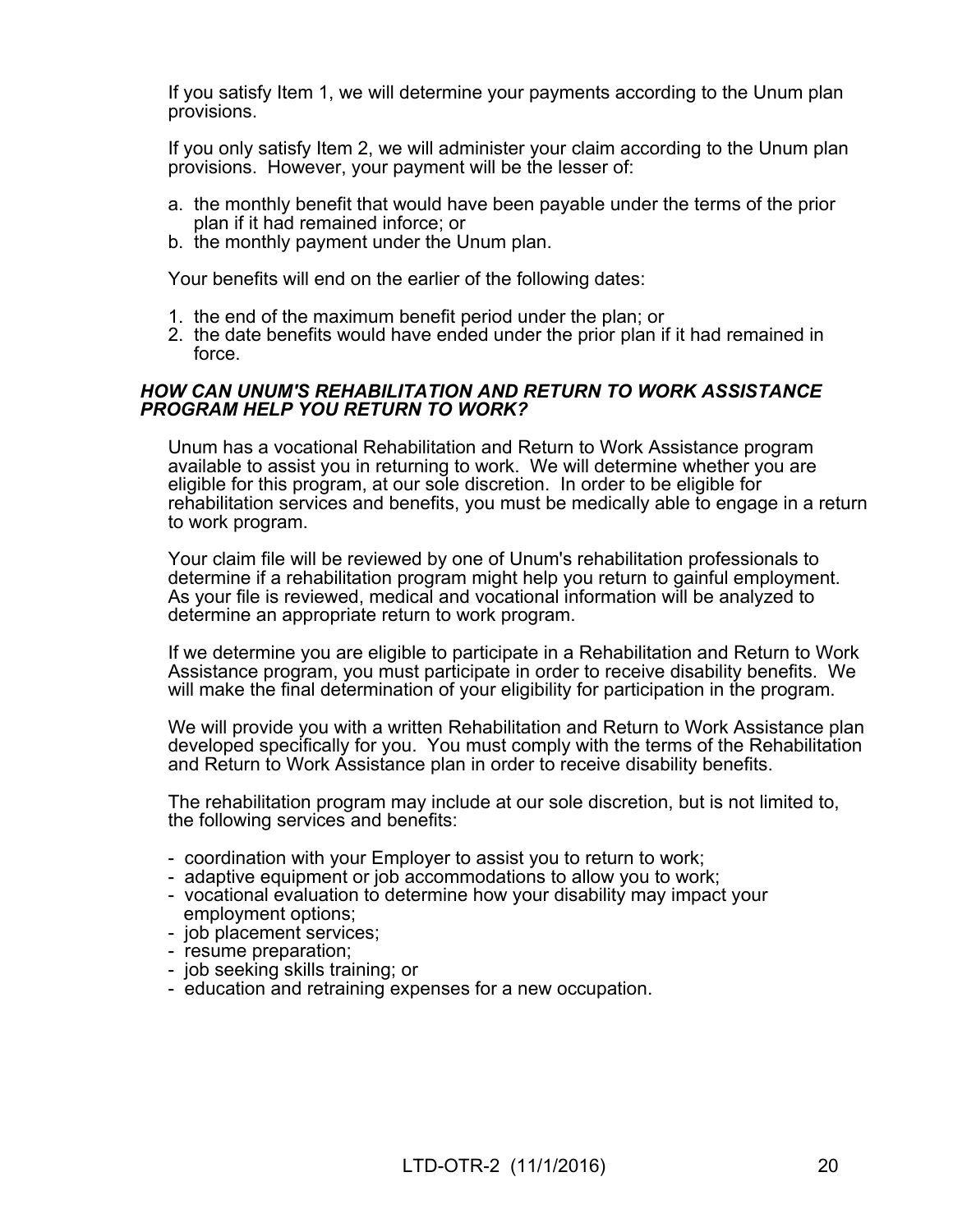If you satisfy Item 1, we will determine your payments according to the Unum plan provisions.

If you only satisfy Item 2, we will administer your claim according to the Unum plan provisions. However, your payment will be the lesser of:

a. the monthly benefit that would have been payable under the terms of the prior plan if it had remained inforce; or
b. the monthly payment under the Unum plan.

Your benefits will end on the earlier of the following dates:

1. the end of the maximum benefit period under the plan; or
2. the date benefits would have ended under the prior plan if it had remained in force.

### *HOW CAN UNUM'S REHABILITATION AND RETURN TO WORK ASSISTANCE PROGRAM HELP YOU RETURN TO WORK?*

Unum has a vocational Rehabilitation and Return to Work Assistance program available to assist you in returning to work. We will determine whether you are eligible for this program, at our sole discretion. In order to be eligible for rehabilitation services and benefits, you must be medically able to engage in a return to work program.

Your claim file will be reviewed by one of Unum's rehabilitation professionals to determine if a rehabilitation program might help you return to gainful employment. As your file is reviewed, medical and vocational information will be analyzed to determine an appropriate return to work program.

If we determine you are eligible to participate in a Rehabilitation and Return to Work Assistance program, you must participate in order to receive disability benefits. We will make the final determination of your eligibility for participation in the program.

We will provide you with a written Rehabilitation and Return to Work Assistance plan developed specifically for you. You must comply with the terms of the Rehabilitation and Return to Work Assistance plan in order to receive disability benefits.

The rehabilitation program may include at our sole discretion, but is not limited to, the following services and benefits:

- coordination with your Employer to assist you to return to work;
- adaptive equipment or job accommodations to allow you to work;
- vocational evaluation to determine how your disability may impact your employment options;
- job placement services;
- resume preparation;
- job seeking skills training; or
- education and retraining expenses for a new occupation.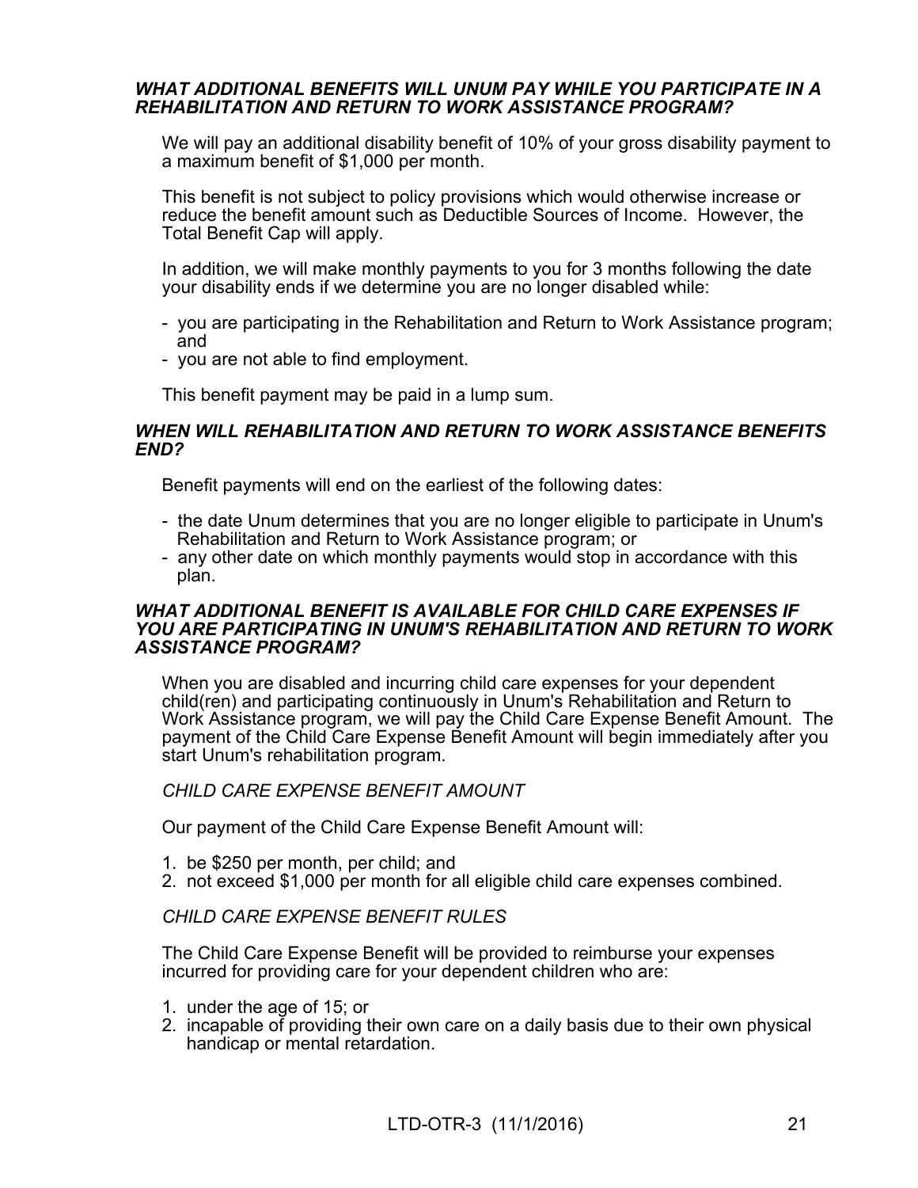### *WHAT ADDITIONAL BENEFITS WILL UNUM PAY WHILE YOU PARTICIPATE IN A REHABILITATION AND RETURN TO WORK ASSISTANCE PROGRAM?*

We will pay an additional disability benefit of 10% of your gross disability payment to a maximum benefit of $1,000 per month.

This benefit is not subject to policy provisions which would otherwise increase or reduce the benefit amount such as Deductible Sources of Income. However, the Total Benefit Cap will apply.

In addition, we will make monthly payments to you for 3 months following the date your disability ends if we determine you are no longer disabled while:

- you are participating in the Rehabilitation and Return to Work Assistance program; and
- you are not able to find employment.

This benefit payment may be paid in a lump sum.

### *WHEN WILL REHABILITATION AND RETURN TO WORK ASSISTANCE BENEFITS END?*

Benefit payments will end on the earliest of the following dates:

- the date Unum determines that you are no longer eligible to participate in Unum's Rehabilitation and Return to Work Assistance program; or
- any other date on which monthly payments would stop in accordance with this plan.

### *WHAT ADDITIONAL BENEFIT IS AVAILABLE FOR CHILD CARE EXPENSES IF YOU ARE PARTICIPATING IN UNUM'S REHABILITATION AND RETURN TO WORK ASSISTANCE PROGRAM?*

When you are disabled and incurring child care expenses for your dependent child(ren) and participating continuously in Unum's Rehabilitation and Return to Work Assistance program, we will pay the Child Care Expense Benefit Amount. The payment of the Child Care Expense Benefit Amount will begin immediately after you start Unum's rehabilitation program.

*CHILD CARE EXPENSE BENEFIT AMOUNT*

Our payment of the Child Care Expense Benefit Amount will:

1. be $250 per month, per child; and
2. not exceed $1,000 per month for all eligible child care expenses combined.

*CHILD CARE EXPENSE BENEFIT RULES*

The Child Care Expense Benefit will be provided to reimburse your expenses incurred for providing care for your dependent children who are:

1. under the age of 15; or
2. incapable of providing their own care on a daily basis due to their own physical handicap or mental retardation.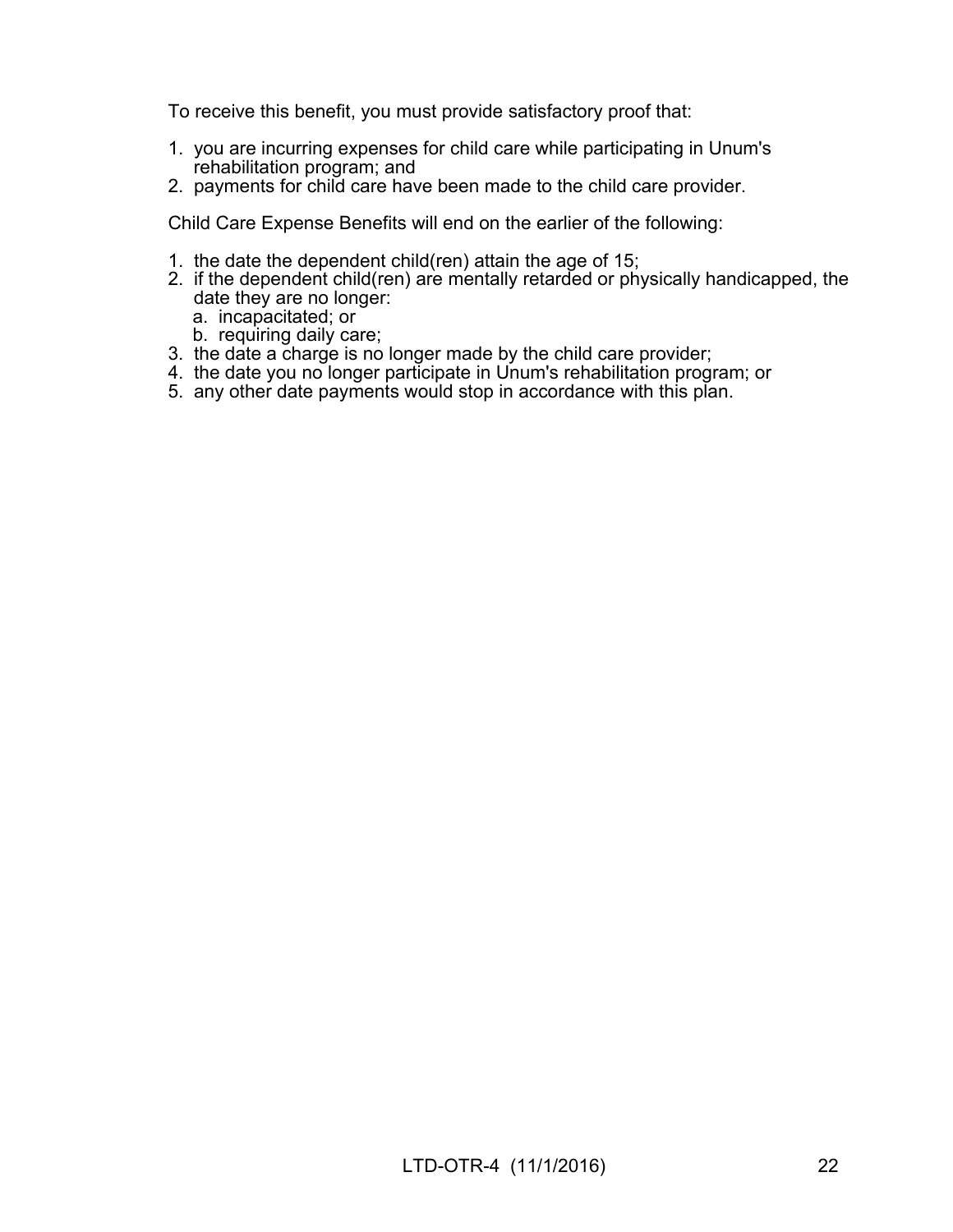To receive this benefit, you must provide satisfactory proof that:

1. you are incurring expenses for child care while participating in Unum's rehabilitation program; and
2. payments for child care have been made to the child care provider.

Child Care Expense Benefits will end on the earlier of the following:

1. the date the dependent child(ren) attain the age of 15;
2. if the dependent child(ren) are mentally retarded or physically handicapped, the date they are no longer:
   a. incapacitated; or
   b. requiring daily care;
3. the date a charge is no longer made by the child care provider;
4. the date you no longer participate in Unum's rehabilitation program; or
5. any other date payments would stop in accordance with this plan.

LTD-OTR-4 (11/1/2016)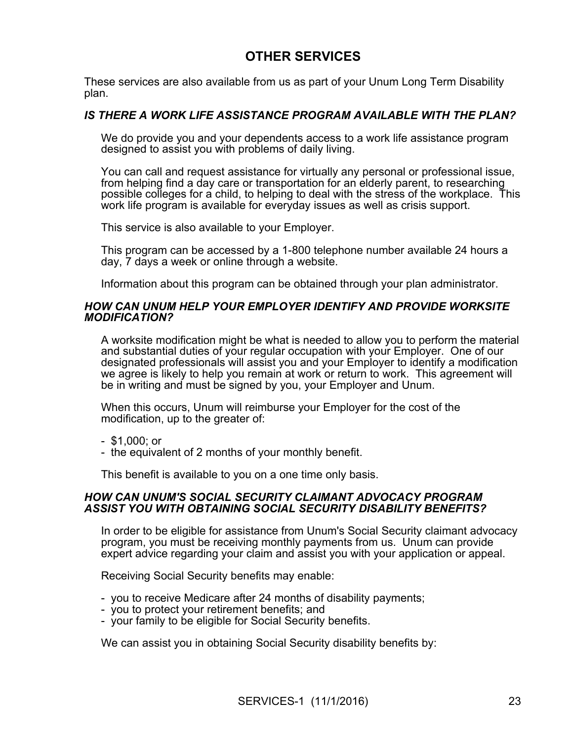# OTHER SERVICES

These services are also available from us as part of your Unum Long Term Disability plan.

### *IS THERE A WORK LIFE ASSISTANCE PROGRAM AVAILABLE WITH THE PLAN?*

We do provide you and your dependents access to a work life assistance program designed to assist you with problems of daily living.

You can call and request assistance for virtually any personal or professional issue, from helping find a day care or transportation for an elderly parent, to researching possible colleges for a child, to helping to deal with the stress of the workplace. This work life program is available for everyday issues as well as crisis support.

This service is also available to your Employer.

This program can be accessed by a 1-800 telephone number available 24 hours a day, 7 days a week or online through a website.

Information about this program can be obtained through your plan administrator.

### *HOW CAN UNUM HELP YOUR EMPLOYER IDENTIFY AND PROVIDE WORKSITE MODIFICATION?*

A worksite modification might be what is needed to allow you to perform the material and substantial duties of your regular occupation with your Employer. One of our designated professionals will assist you and your Employer to identify a modification we agree is likely to help you remain at work or return to work. This agreement will be in writing and must be signed by you, your Employer and Unum.

When this occurs, Unum will reimburse your Employer for the cost of the modification, up to the greater of:

- $1,000; or
- the equivalent of 2 months of your monthly benefit.

This benefit is available to you on a one time only basis.

### *HOW CAN UNUM'S SOCIAL SECURITY CLAIMANT ADVOCACY PROGRAM ASSIST YOU WITH OBTAINING SOCIAL SECURITY DISABILITY BENEFITS?*

In order to be eligible for assistance from Unum's Social Security claimant advocacy program, you must be receiving monthly payments from us. Unum can provide expert advice regarding your claim and assist you with your application or appeal.

Receiving Social Security benefits may enable:

- you to receive Medicare after 24 months of disability payments;
- you to protect your retirement benefits; and
- your family to be eligible for Social Security benefits.

We can assist you in obtaining Social Security disability benefits by:

SERVICES-1 (11/1/2016)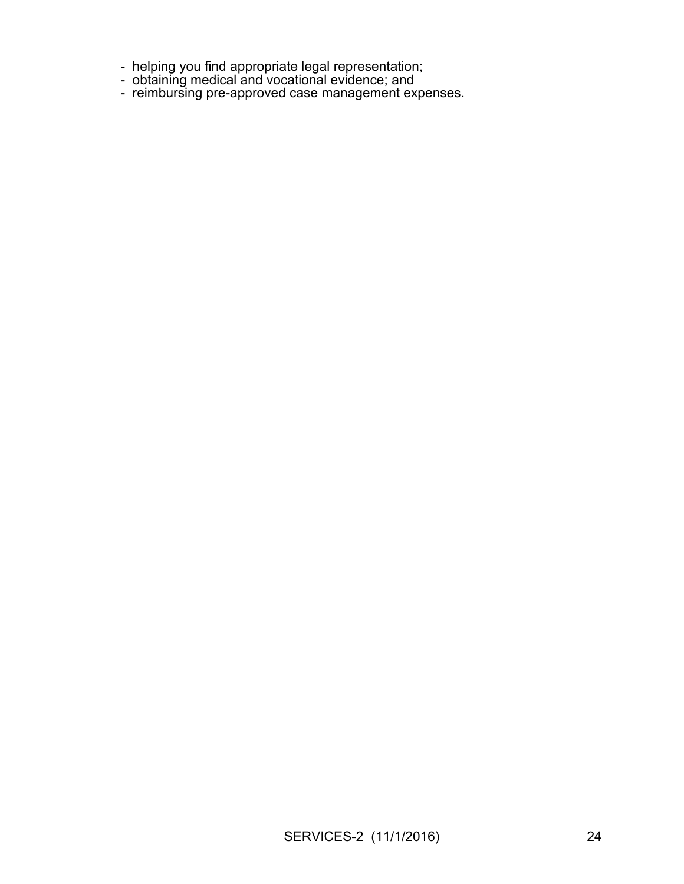- helping you find appropriate legal representation;
- obtaining medical and vocational evidence; and
- reimbursing pre-approved case management expenses.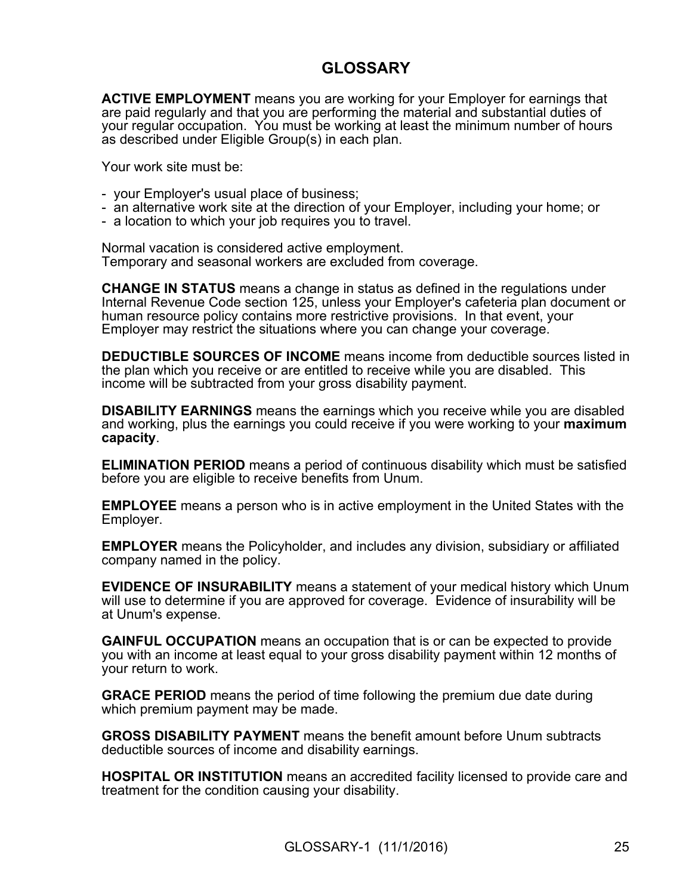# GLOSSARY

**ACTIVE EMPLOYMENT** means you are working for your Employer for earnings that are paid regularly and that you are performing the material and substantial duties of your regular occupation. You must be working at least the minimum number of hours as described under Eligible Group(s) in each plan.

Your work site must be:

- your Employer's usual place of business;
- an alternative work site at the direction of your Employer, including your home; or
- a location to which your job requires you to travel.

Normal vacation is considered active employment.
Temporary and seasonal workers are excluded from coverage.

**CHANGE IN STATUS** means a change in status as defined in the regulations under Internal Revenue Code section 125, unless your Employer's cafeteria plan document or human resource policy contains more restrictive provisions. In that event, your Employer may restrict the situations where you can change your coverage.

**DEDUCTIBLE SOURCES OF INCOME** means income from deductible sources listed in the plan which you receive or are entitled to receive while you are disabled. This income will be subtracted from your gross disability payment.

**DISABILITY EARNINGS** means the earnings which you receive while you are disabled and working, plus the earnings you could receive if you were working to your **maximum capacity**.

**ELIMINATION PERIOD** means a period of continuous disability which must be satisfied before you are eligible to receive benefits from Unum.

**EMPLOYEE** means a person who is in active employment in the United States with the Employer.

**EMPLOYER** means the Policyholder, and includes any division, subsidiary or affiliated company named in the policy.

**EVIDENCE OF INSURABILITY** means a statement of your medical history which Unum will use to determine if you are approved for coverage. Evidence of insurability will be at Unum's expense.

**GAINFUL OCCUPATION** means an occupation that is or can be expected to provide you with an income at least equal to your gross disability payment within 12 months of your return to work.

**GRACE PERIOD** means the period of time following the premium due date during which premium payment may be made.

**GROSS DISABILITY PAYMENT** means the benefit amount before Unum subtracts deductible sources of income and disability earnings.

**HOSPITAL OR INSTITUTION** means an accredited facility licensed to provide care and treatment for the condition causing your disability.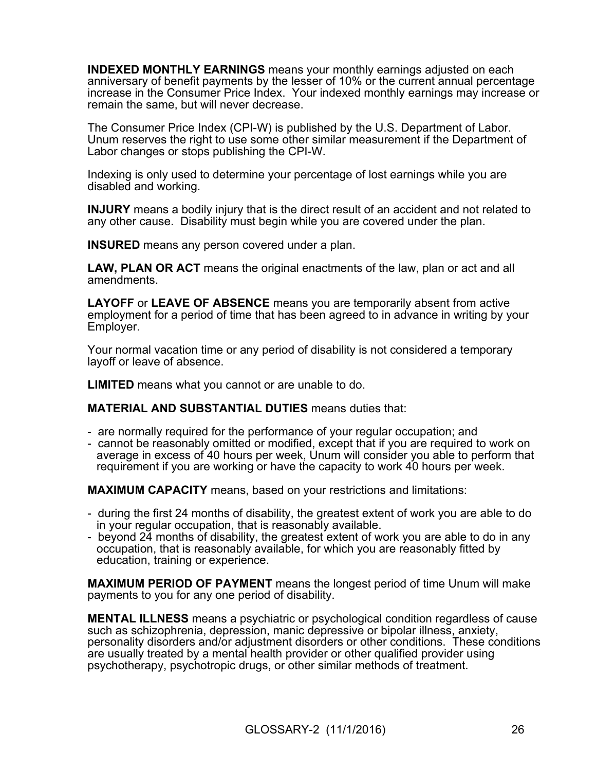**INDEXED MONTHLY EARNINGS** means your monthly earnings adjusted on each anniversary of benefit payments by the lesser of 10% or the current annual percentage increase in the Consumer Price Index. Your indexed monthly earnings may increase or remain the same, but will never decrease.

The Consumer Price Index (CPI-W) is published by the U.S. Department of Labor. Unum reserves the right to use some other similar measurement if the Department of Labor changes or stops publishing the CPI-W.

Indexing is only used to determine your percentage of lost earnings while you are disabled and working.

**INJURY** means a bodily injury that is the direct result of an accident and not related to any other cause. Disability must begin while you are covered under the plan.

**INSURED** means any person covered under a plan.

**LAW, PLAN OR ACT** means the original enactments of the law, plan or act and all amendments.

**LAYOFF** or **LEAVE OF ABSENCE** means you are temporarily absent from active employment for a period of time that has been agreed to in advance in writing by your Employer.

Your normal vacation time or any period of disability is not considered a temporary layoff or leave of absence.

**LIMITED** means what you cannot or are unable to do.

**MATERIAL AND SUBSTANTIAL DUTIES** means duties that:

- are normally required for the performance of your regular occupation; and
- cannot be reasonably omitted or modified, except that if you are required to work on average in excess of 40 hours per week, Unum will consider you able to perform that requirement if you are working or have the capacity to work 40 hours per week.

**MAXIMUM CAPACITY** means, based on your restrictions and limitations:

- during the first 24 months of disability, the greatest extent of work you are able to do in your regular occupation, that is reasonably available.
- beyond 24 months of disability, the greatest extent of work you are able to do in any occupation, that is reasonably available, for which you are reasonably fitted by education, training or experience.

**MAXIMUM PERIOD OF PAYMENT** means the longest period of time Unum will make payments to you for any one period of disability.

**MENTAL ILLNESS** means a psychiatric or psychological condition regardless of cause such as schizophrenia, depression, manic depressive or bipolar illness, anxiety, personality disorders and/or adjustment disorders or other conditions. These conditions are usually treated by a mental health provider or other qualified provider using psychotherapy, psychotropic drugs, or other similar methods of treatment.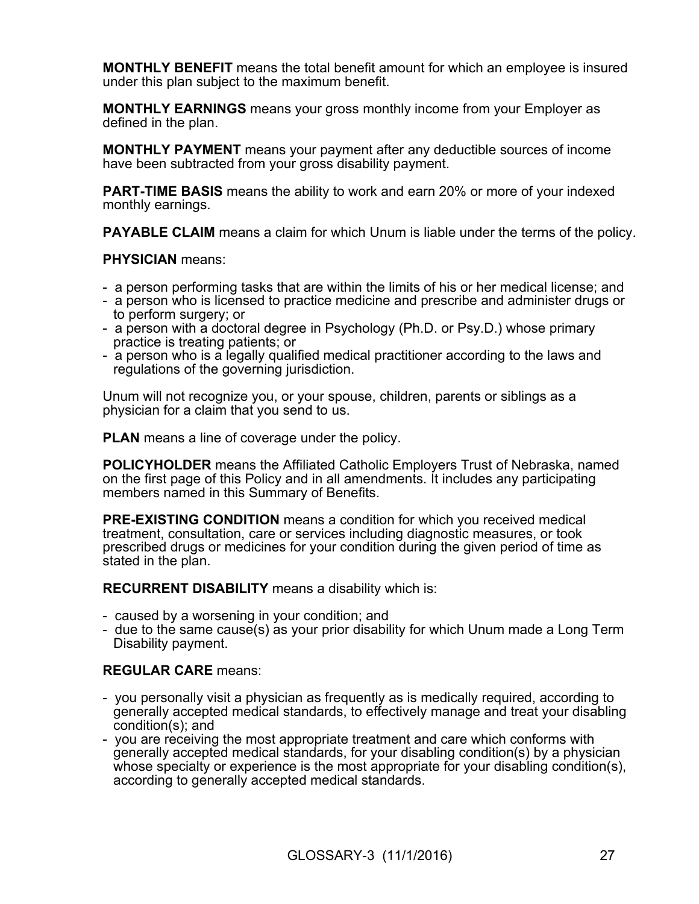**MONTHLY BENEFIT** means the total benefit amount for which an employee is insured under this plan subject to the maximum benefit.

**MONTHLY EARNINGS** means your gross monthly income from your Employer as defined in the plan.

**MONTHLY PAYMENT** means your payment after any deductible sources of income have been subtracted from your gross disability payment.

**PART-TIME BASIS** means the ability to work and earn 20% or more of your indexed monthly earnings.

**PAYABLE CLAIM** means a claim for which Unum is liable under the terms of the policy.

**PHYSICIAN** means:

- a person performing tasks that are within the limits of his or her medical license; and
- a person who is licensed to practice medicine and prescribe and administer drugs or to perform surgery; or
- a person with a doctoral degree in Psychology (Ph.D. or Psy.D.) whose primary practice is treating patients; or
- a person who is a legally qualified medical practitioner according to the laws and regulations of the governing jurisdiction.

Unum will not recognize you, or your spouse, children, parents or siblings as a physician for a claim that you send to us.

**PLAN** means a line of coverage under the policy.

**POLICYHOLDER** means the Affiliated Catholic Employers Trust of Nebraska, named on the first page of this Policy and in all amendments. It includes any participating members named in this Summary of Benefits.

**PRE-EXISTING CONDITION** means a condition for which you received medical treatment, consultation, care or services including diagnostic measures, or took prescribed drugs or medicines for your condition during the given period of time as stated in the plan.

**RECURRENT DISABILITY** means a disability which is:

- caused by a worsening in your condition; and
- due to the same cause(s) as your prior disability for which Unum made a Long Term Disability payment.

**REGULAR CARE** means:

- you personally visit a physician as frequently as is medically required, according to generally accepted medical standards, to effectively manage and treat your disabling condition(s); and
- you are receiving the most appropriate treatment and care which conforms with generally accepted medical standards, for your disabling condition(s) by a physician whose specialty or experience is the most appropriate for your disabling condition(s), according to generally accepted medical standards.

GLOSSARY-3 (11/1/2016)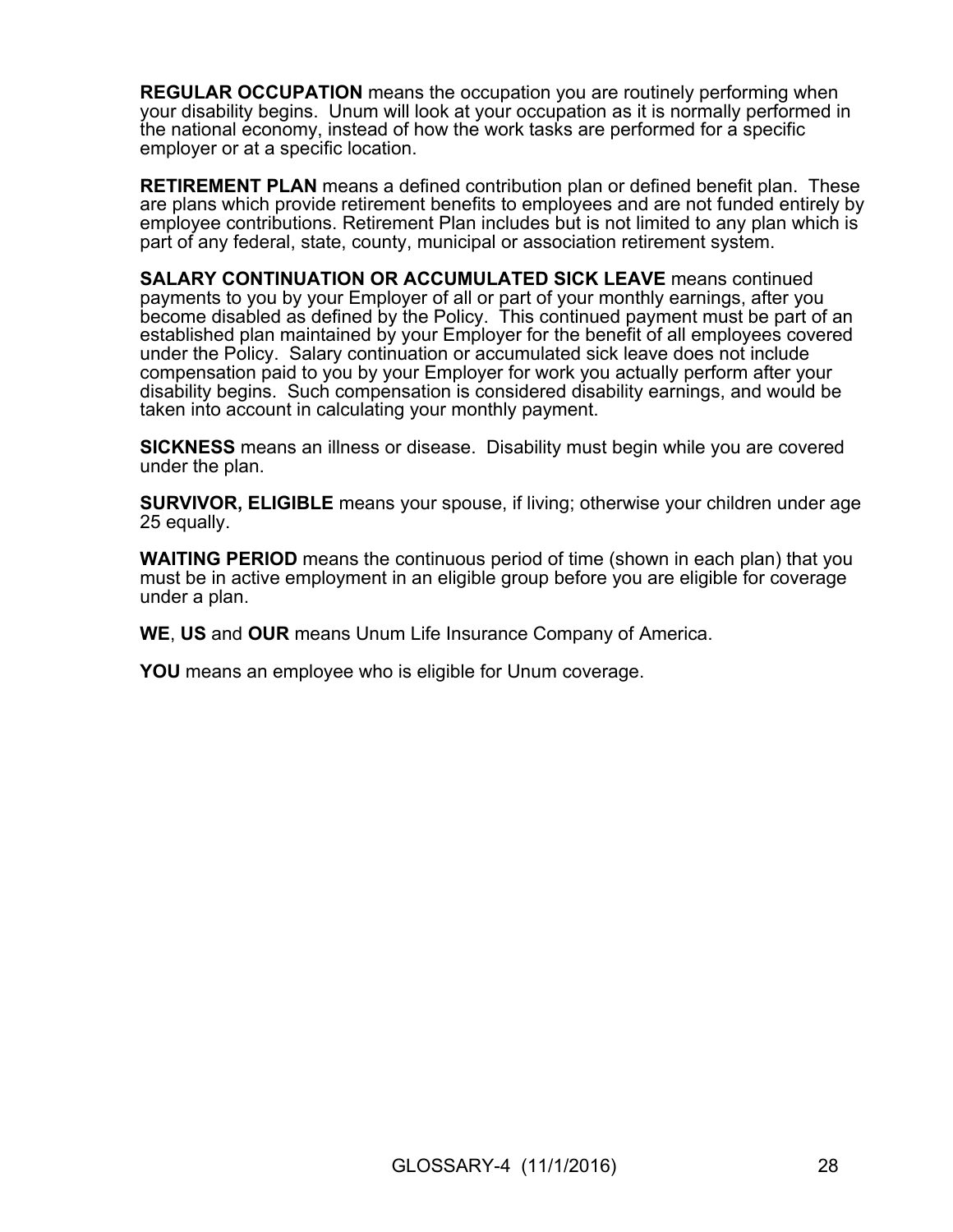**REGULAR OCCUPATION** means the occupation you are routinely performing when your disability begins. Unum will look at your occupation as it is normally performed in the national economy, instead of how the work tasks are performed for a specific employer or at a specific location.

**RETIREMENT PLAN** means a defined contribution plan or defined benefit plan. These are plans which provide retirement benefits to employees and are not funded entirely by employee contributions. Retirement Plan includes but is not limited to any plan which is part of any federal, state, county, municipal or association retirement system.

**SALARY CONTINUATION OR ACCUMULATED SICK LEAVE** means continued payments to you by your Employer of all or part of your monthly earnings, after you become disabled as defined by the Policy. This continued payment must be part of an established plan maintained by your Employer for the benefit of all employees covered under the Policy. Salary continuation or accumulated sick leave does not include compensation paid to you by your Employer for work you actually perform after your disability begins. Such compensation is considered disability earnings, and would be taken into account in calculating your monthly payment.

**SICKNESS** means an illness or disease. Disability must begin while you are covered under the plan.

**SURVIVOR, ELIGIBLE** means your spouse, if living; otherwise your children under age 25 equally.

**WAITING PERIOD** means the continuous period of time (shown in each plan) that you must be in active employment in an eligible group before you are eligible for coverage under a plan.

**WE**, **US** and **OUR** means Unum Life Insurance Company of America.

**YOU** means an employee who is eligible for Unum coverage.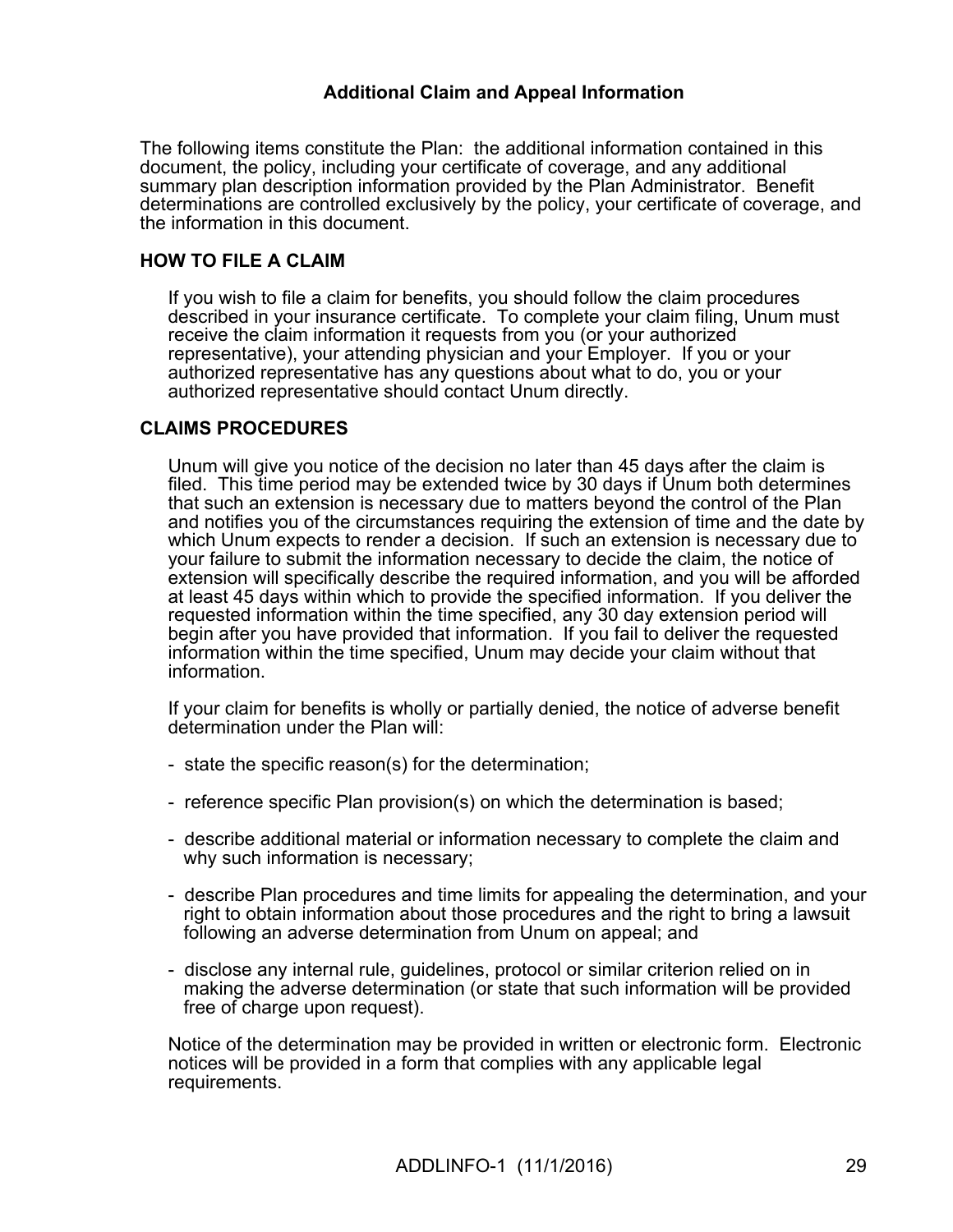## Additional Claim and Appeal Information

The following items constitute the Plan: the additional information contained in this document, the policy, including your certificate of coverage, and any additional summary plan description information provided by the Plan Administrator. Benefit determinations are controlled exclusively by the policy, your certificate of coverage, and the information in this document.

### HOW TO FILE A CLAIM

If you wish to file a claim for benefits, you should follow the claim procedures described in your insurance certificate. To complete your claim filing, Unum must receive the claim information it requests from you (or your authorized representative), your attending physician and your Employer. If you or your authorized representative has any questions about what to do, you or your authorized representative should contact Unum directly.

### CLAIMS PROCEDURES

Unum will give you notice of the decision no later than 45 days after the claim is filed. This time period may be extended twice by 30 days if Unum both determines that such an extension is necessary due to matters beyond the control of the Plan and notifies you of the circumstances requiring the extension of time and the date by which Unum expects to render a decision. If such an extension is necessary due to your failure to submit the information necessary to decide the claim, the notice of extension will specifically describe the required information, and you will be afforded at least 45 days within which to provide the specified information. If you deliver the requested information within the time specified, any 30 day extension period will begin after you have provided that information. If you fail to deliver the requested information within the time specified, Unum may decide your claim without that information.

If your claim for benefits is wholly or partially denied, the notice of adverse benefit determination under the Plan will:

- state the specific reason(s) for the determination;
- reference specific Plan provision(s) on which the determination is based;
- describe additional material or information necessary to complete the claim and why such information is necessary;
- describe Plan procedures and time limits for appealing the determination, and your right to obtain information about those procedures and the right to bring a lawsuit following an adverse determination from Unum on appeal; and
- disclose any internal rule, guidelines, protocol or similar criterion relied on in making the adverse determination (or state that such information will be provided free of charge upon request).

Notice of the determination may be provided in written or electronic form. Electronic notices will be provided in a form that complies with any applicable legal requirements.

ADDLINFO-1 (11/1/2016)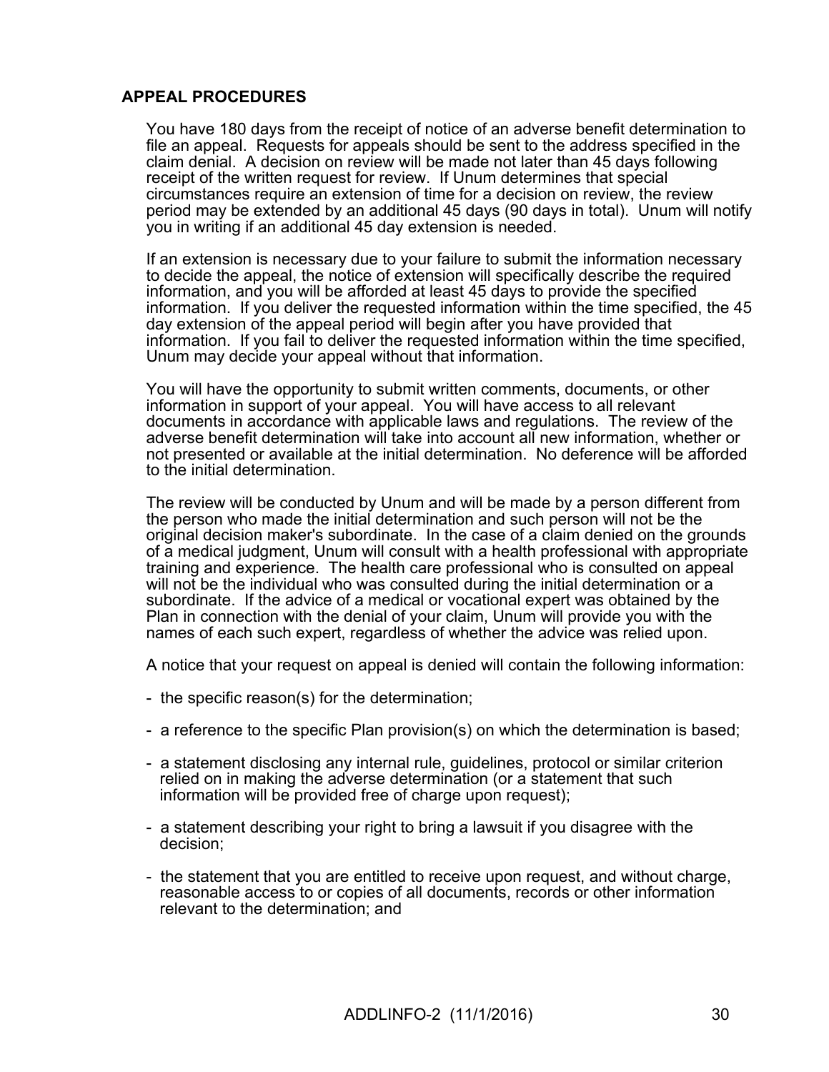## APPEAL PROCEDURES

You have 180 days from the receipt of notice of an adverse benefit determination to file an appeal. Requests for appeals should be sent to the address specified in the claim denial. A decision on review will be made not later than 45 days following receipt of the written request for review. If Unum determines that special circumstances require an extension of time for a decision on review, the review period may be extended by an additional 45 days (90 days in total). Unum will notify you in writing if an additional 45 day extension is needed.

If an extension is necessary due to your failure to submit the information necessary to decide the appeal, the notice of extension will specifically describe the required information, and you will be afforded at least 45 days to provide the specified information. If you deliver the requested information within the time specified, the 45 day extension of the appeal period will begin after you have provided that information. If you fail to deliver the requested information within the time specified, Unum may decide your appeal without that information.

You will have the opportunity to submit written comments, documents, or other information in support of your appeal. You will have access to all relevant documents in accordance with applicable laws and regulations. The review of the adverse benefit determination will take into account all new information, whether or not presented or available at the initial determination. No deference will be afforded to the initial determination.

The review will be conducted by Unum and will be made by a person different from the person who made the initial determination and such person will not be the original decision maker's subordinate. In the case of a claim denied on the grounds of a medical judgment, Unum will consult with a health professional with appropriate training and experience. The health care professional who is consulted on appeal will not be the individual who was consulted during the initial determination or a subordinate. If the advice of a medical or vocational expert was obtained by the Plan in connection with the denial of your claim, Unum will provide you with the names of each such expert, regardless of whether the advice was relied upon.

A notice that your request on appeal is denied will contain the following information:

- the specific reason(s) for the determination;
- a reference to the specific Plan provision(s) on which the determination is based;
- a statement disclosing any internal rule, guidelines, protocol or similar criterion relied on in making the adverse determination (or a statement that such information will be provided free of charge upon request);
- a statement describing your right to bring a lawsuit if you disagree with the decision;
- the statement that you are entitled to receive upon request, and without charge, reasonable access to or copies of all documents, records or other information relevant to the determination; and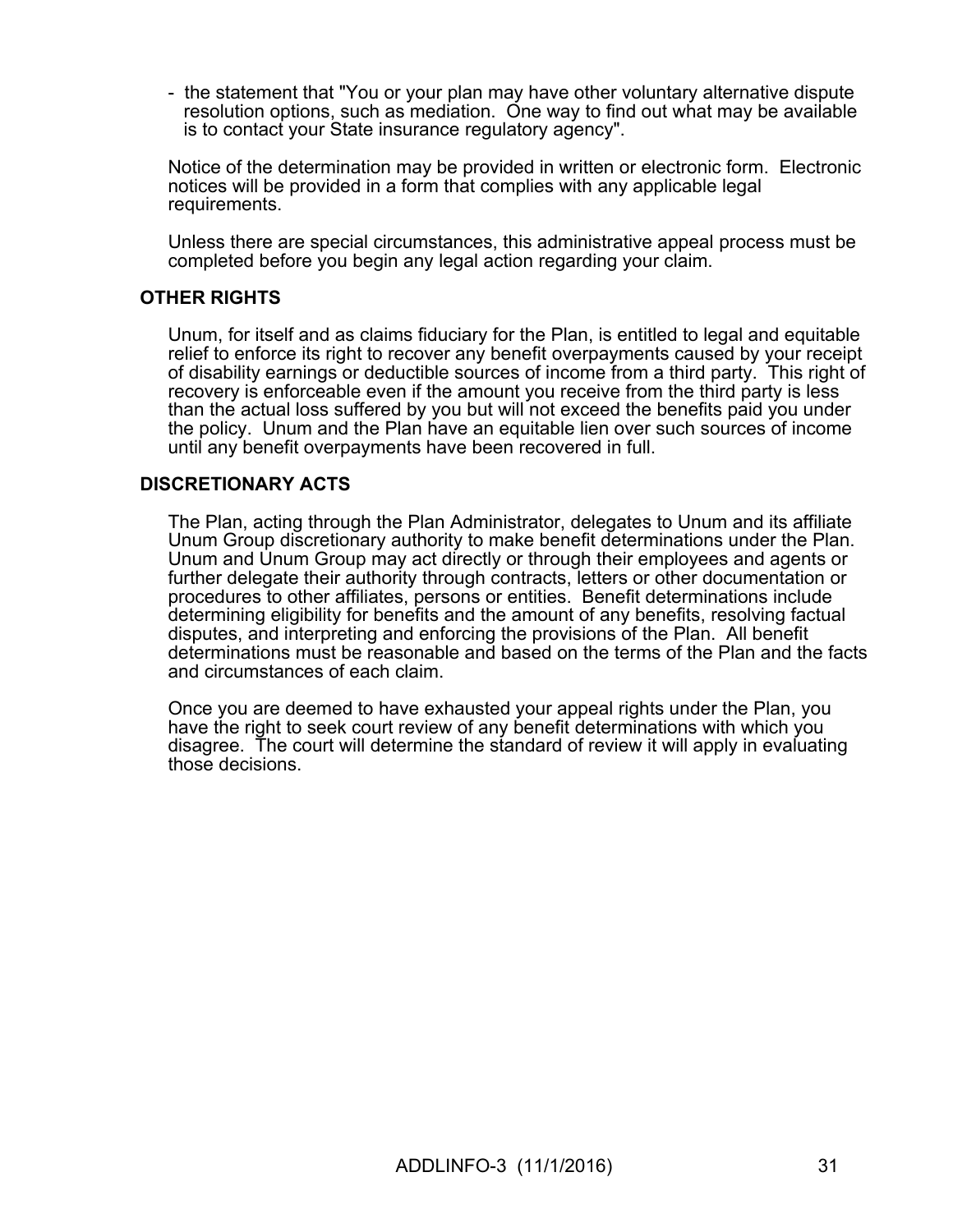- the statement that "You or your plan may have other voluntary alternative dispute resolution options, such as mediation. One way to find out what may be available is to contact your State insurance regulatory agency".

Notice of the determination may be provided in written or electronic form. Electronic notices will be provided in a form that complies with any applicable legal requirements.

Unless there are special circumstances, this administrative appeal process must be completed before you begin any legal action regarding your claim.

**OTHER RIGHTS**

Unum, for itself and as claims fiduciary for the Plan, is entitled to legal and equitable relief to enforce its right to recover any benefit overpayments caused by your receipt of disability earnings or deductible sources of income from a third party. This right of recovery is enforceable even if the amount you receive from the third party is less than the actual loss suffered by you but will not exceed the benefits paid you under the policy. Unum and the Plan have an equitable lien over such sources of income until any benefit overpayments have been recovered in full.

**DISCRETIONARY ACTS**

The Plan, acting through the Plan Administrator, delegates to Unum and its affiliate Unum Group discretionary authority to make benefit determinations under the Plan. Unum and Unum Group may act directly or through their employees and agents or further delegate their authority through contracts, letters or other documentation or procedures to other affiliates, persons or entities. Benefit determinations include determining eligibility for benefits and the amount of any benefits, resolving factual disputes, and interpreting and enforcing the provisions of the Plan. All benefit determinations must be reasonable and based on the terms of the Plan and the facts and circumstances of each claim.

Once you are deemed to have exhausted your appeal rights under the Plan, you have the right to seek court review of any benefit determinations with which you disagree. The court will determine the standard of review it will apply in evaluating those decisions.

ADDLINFO-3 (11/1/2016)